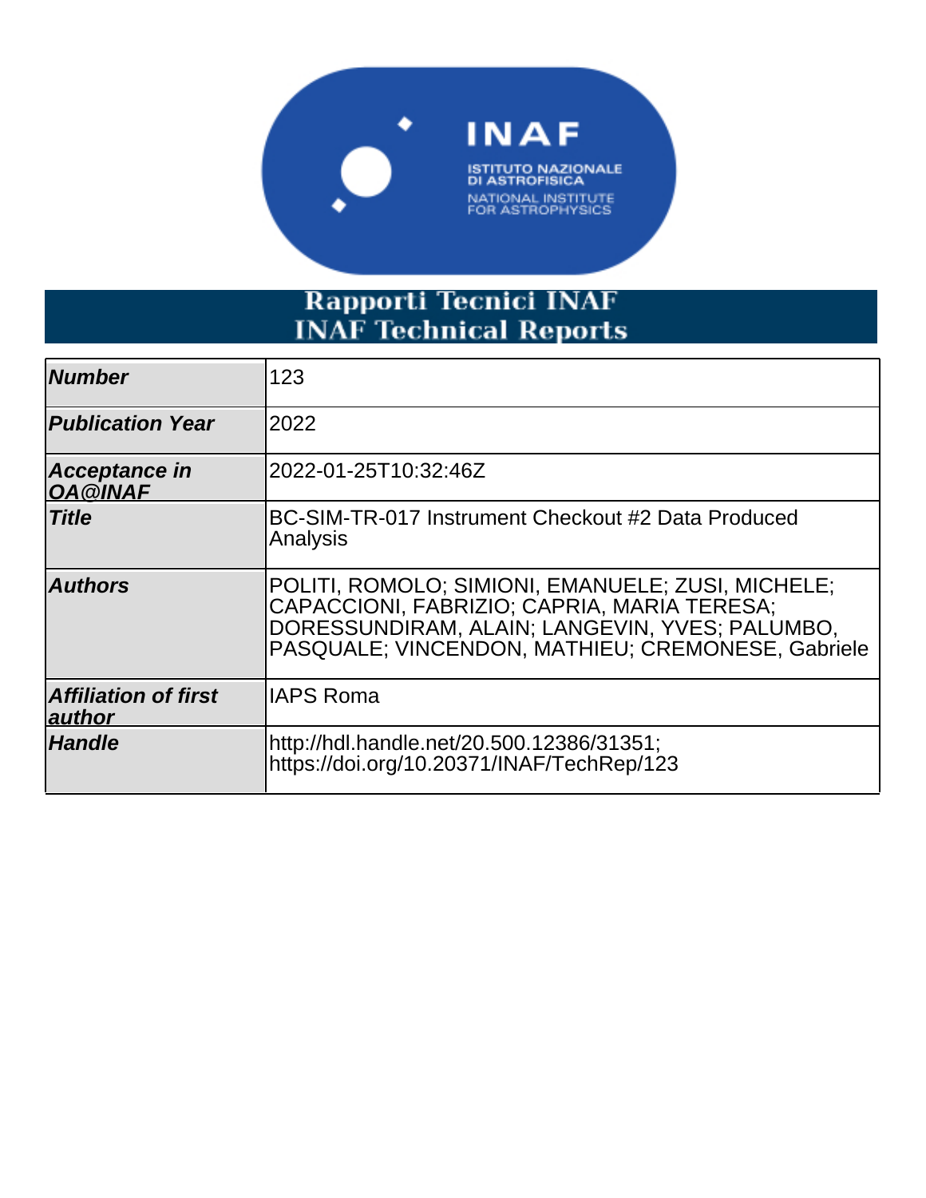INAF

ISTITUTO NAZIONALE DI ASTROFISICA

NATIONAL INSTITUTE FOR ASTROPHYSICS

# Rapporti Tecnici INAF
# INAF Technical Reports

| | |
|---|---|
| ***Number*** | 123 |
| ***Publication Year*** | 2022 |
| ***Acceptance in OA@INAF*** | 2022-01-25T10:32:46Z |
| ***Title*** | BC-SIM-TR-017 Instrument Checkout #2 Data Produced Analysis |
| ***Authors*** | POLITI, ROMOLO; SIMIONI, EMANUELE; ZUSI, MICHELE; CAPACCIONI, FABRIZIO; CAPRIA, MARIA TERESA; DORESSUNDIRAM, ALAIN; LANGEVIN, YVES; PALUMBO, PASQUALE; VINCENDON, MATHIEU; CREMONESE, Gabriele |
| ***Affiliation of first author*** | IAPS Roma |
| ***Handle*** | http://hdl.handle.net/20.500.12386/31351; https://doi.org/10.20371/INAF/TechRep/123 |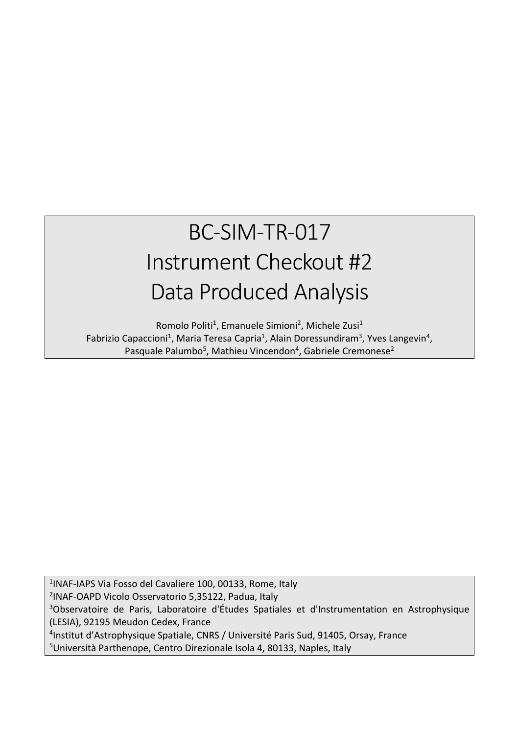# BC-SIM-TR-017
# Instrument Checkout #2
# Data Produced Analysis

Romolo Politi[1], Emanuele Simioni[2], Michele Zusi[1]
Fabrizio Capaccioni[1], Maria Teresa Capria[1], Alain Doressundiram[3], Yves Langevin[4], Pasquale Palumbo[5], Mathieu Vincendon[4], Gabriele Cremonese[2]

[1]INAF-IAPS Via Fosso del Cavaliere 100, 00133, Rome, Italy
[2]INAF-OAPD Vicolo Osservatorio 5,35122, Padua, Italy
[3]Observatoire de Paris, Laboratoire d'Études Spatiales et d'Instrumentation en Astrophysique (LESIA), 92195 Meudon Cedex, France
[4]Institut d'Astrophysique Spatiale, CNRS / Université Paris Sud, 91405, Orsay, France
[5]Università Parthenope, Centro Direzionale Isola 4, 80133, Naples, Italy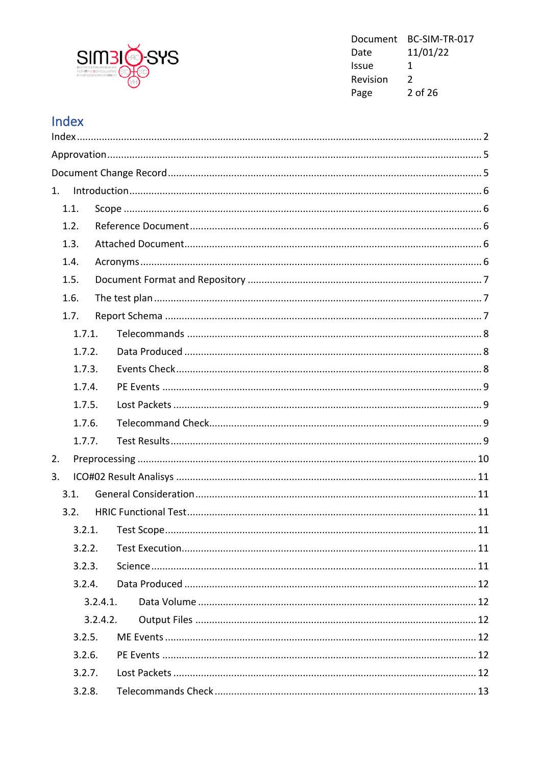# Index

Index ..... 2

Approvation ..... 5

Document Change Record ..... 5

1. Introduction ..... 6
   - 1.1. Scope ..... 6
   - 1.2. Reference Document ..... 6
   - 1.3. Attached Document ..... 6
   - 1.4. Acronyms ..... 6
   - 1.5. Document Format and Repository ..... 7
   - 1.6. The test plan ..... 7
   - 1.7. Report Schema ..... 7
     - 1.7.1. Telecommands ..... 8
     - 1.7.2. Data Produced ..... 8
     - 1.7.3. Events Check ..... 8
     - 1.7.4. PE Events ..... 9
     - 1.7.5. Lost Packets ..... 9
     - 1.7.6. Telecommand Check ..... 9
     - 1.7.7. Test Results ..... 9
2. Preprocessing ..... 10
3. ICO#02 Result Analisys ..... 11
   - 3.1. General Consideration ..... 11
   - 3.2. HRIC Functional Test ..... 11
     - 3.2.1. Test Scope ..... 11
     - 3.2.2. Test Execution ..... 11
     - 3.2.3. Science ..... 11
     - 3.2.4. Data Produced ..... 12
       - 3.2.4.1. Data Volume ..... 12
       - 3.2.4.2. Output Files ..... 12
     - 3.2.5. ME Events ..... 12
     - 3.2.6. PE Events ..... 12
     - 3.2.7. Lost Packets ..... 12
     - 3.2.8. Telecommands Check ..... 13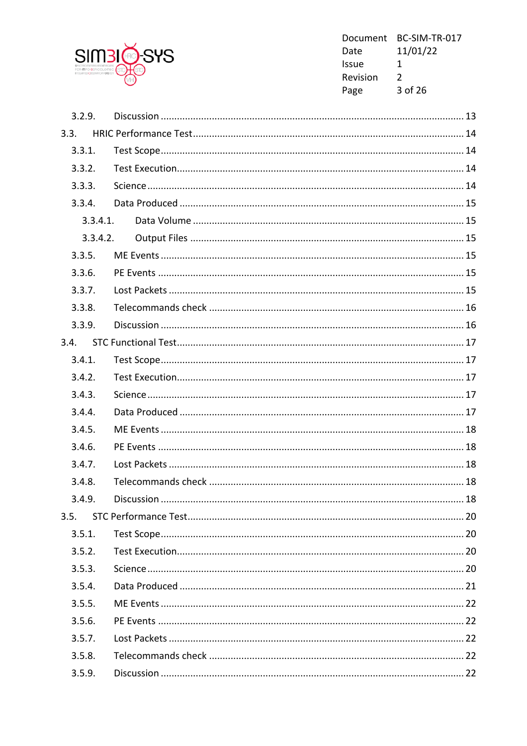3.2.9. Discussion ....... 13

3.3. HRIC Performance Test ....... 14

3.3.1. Test Scope ....... 14

3.3.2. Test Execution ....... 14

3.3.3. Science ....... 14

3.3.4. Data Produced ....... 15

3.3.4.1. Data Volume ....... 15

3.3.4.2. Output Files ....... 15

3.3.5. ME Events ....... 15

3.3.6. PE Events ....... 15

3.3.7. Lost Packets ....... 15

3.3.8. Telecommands check ....... 16

3.3.9. Discussion ....... 16

3.4. STC Functional Test ....... 17

3.4.1. Test Scope ....... 17

3.4.2. Test Execution ....... 17

3.4.3. Science ....... 17

3.4.4. Data Produced ....... 17

3.4.5. ME Events ....... 18

3.4.6. PE Events ....... 18

3.4.7. Lost Packets ....... 18

3.4.8. Telecommands check ....... 18

3.4.9. Discussion ....... 18

3.5. STC Performance Test ....... 20

3.5.1. Test Scope ....... 20

3.5.2. Test Execution ....... 20

3.5.3. Science ....... 20

3.5.4. Data Produced ....... 21

3.5.5. ME Events ....... 22

3.5.6. PE Events ....... 22

3.5.7. Lost Packets ....... 22

3.5.8. Telecommands check ....... 22

3.5.9. Discussion ....... 22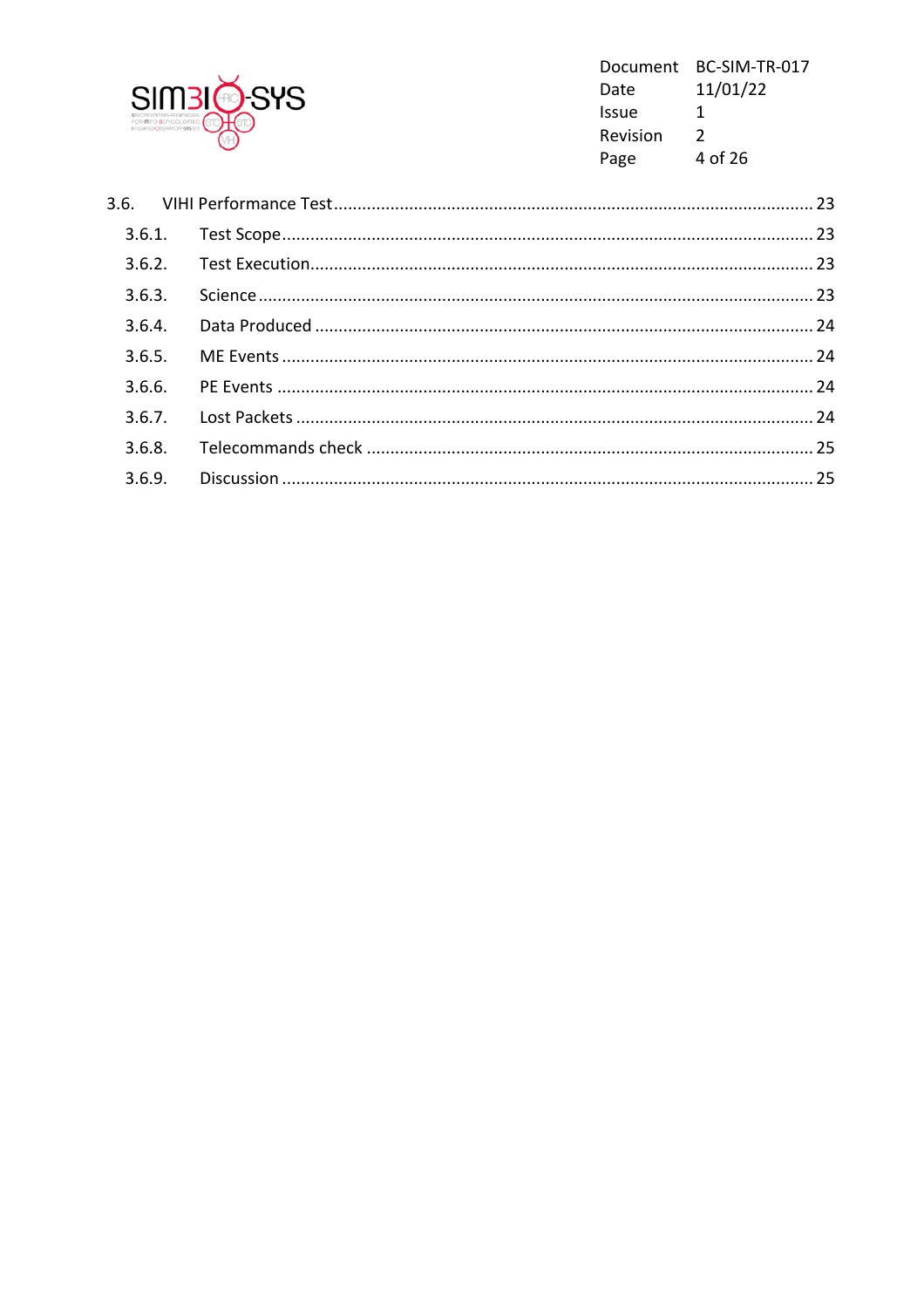3.6. VIHI Performance Test ........................................................................................................ 23

- 3.6.1. Test Scope ........................................................................................................ 23
- 3.6.2. Test Execution ........................................................................................................ 23
- 3.6.3. Science ........................................................................................................ 23
- 3.6.4. Data Produced ........................................................................................................ 24
- 3.6.5. ME Events ........................................................................................................ 24
- 3.6.6. PE Events ........................................................................................................ 24
- 3.6.7. Lost Packets ........................................................................................................ 24
- 3.6.8. Telecommands check ........................................................................................................ 25
- 3.6.9. Discussion ........................................................................................................ 25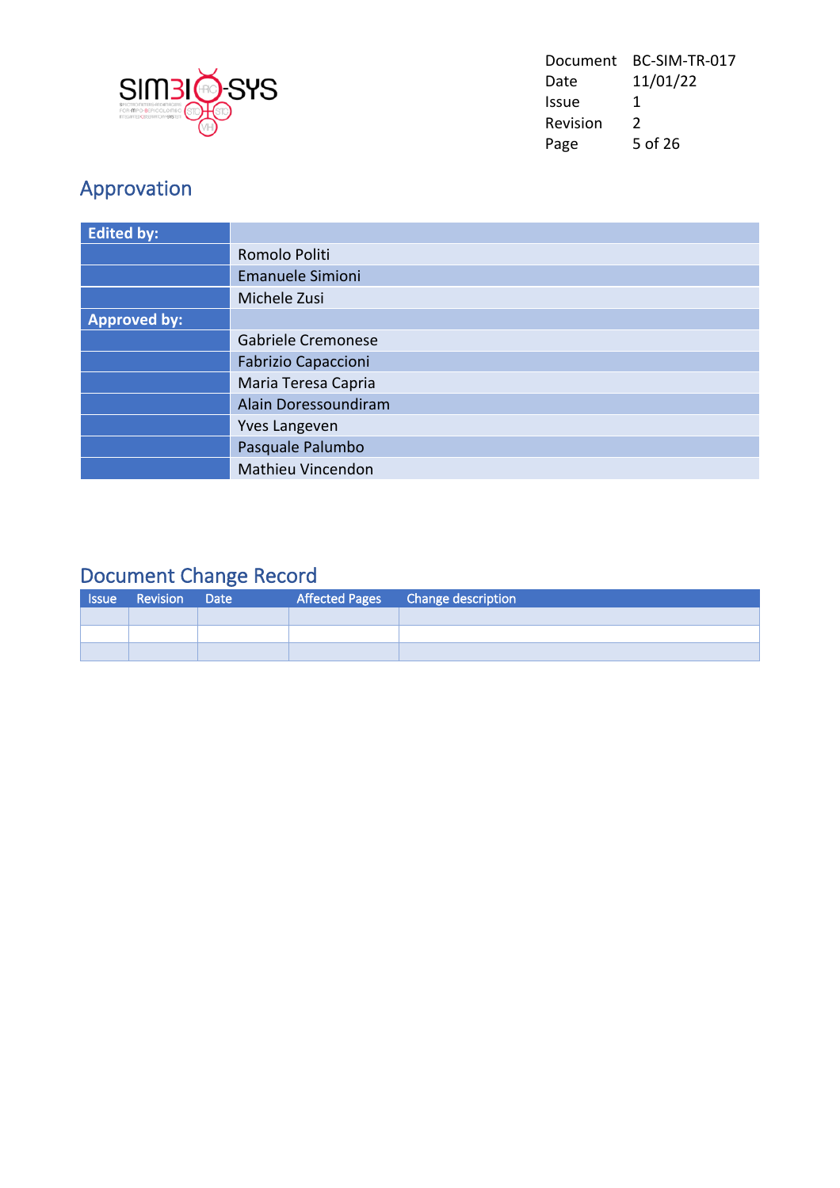## Approvation

| Edited by: | |
|---|---|
| | Romolo Politi |
| | Emanuele Simioni |
| | Michele Zusi |
| **Approved by:** | |
| | Gabriele Cremonese |
| | Fabrizio Capaccioni |
| | Maria Teresa Capria |
| | Alain Doressoundiram |
| | Yves Langeven |
| | Pasquale Palumbo |
| | Mathieu Vincendon |

## Document Change Record

| Issue | Revision | Date | Affected Pages | Change description |
|---|---|---|---|---|
| | | | | |
| | | | | |
| | | | | |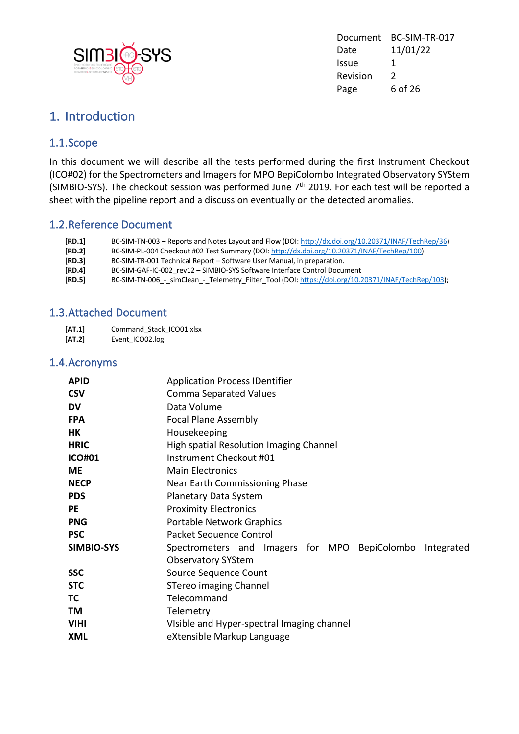# 1. Introduction

## 1.1. Scope

In this document we will describe all the tests performed during the first Instrument Checkout (ICO#02) for the Spectrometers and Imagers for MPO BepiColombo Integrated Observatory SYStem (SIMBIO-SYS). The checkout session was performed June 7th 2019. For each test will be reported a sheet with the pipeline report and a discussion eventually on the detected anomalies.

## 1.2. Reference Document

| | |
|---|---|
| **[RD.1]** | BC-SIM-TN-003 – Reports and Notes Layout and Flow (DOI: http://dx.doi.org/10.20371/INAF/TechRep/36) |
| **[RD.2]** | BC-SIM-PL-004 Checkout #02 Test Summary (DOI: http://dx.doi.org/10.20371/INAF/TechRep/100) |
| **[RD.3]** | BC-SIM-TR-001 Technical Report – Software User Manual, in preparation. |
| **[RD.4]** | BC-SIM-GAF-IC-002_rev12 – SIMBIO-SYS Software Interface Control Document |
| **[RD.5]** | BC-SIM-TN-006_-_simClean_-_Telemetry_Filter_Tool (DOI: https://doi.org/10.20371/INAF/TechRep/103); |

## 1.3. Attached Document

| | |
|---|---|
| **[AT.1]** | Command_Stack_ICO01.xlsx |
| **[AT.2]** | Event_ICO02.log |

## 1.4. Acronyms

| | |
|---|---|
| **APID** | Application Process IDentifier |
| **CSV** | Comma Separated Values |
| **DV** | Data Volume |
| **FPA** | Focal Plane Assembly |
| **HK** | Housekeeping |
| **HRIC** | High spatial Resolution Imaging Channel |
| **ICO#01** | Instrument Checkout #01 |
| **ME** | Main Electronics |
| **NECP** | Near Earth Commissioning Phase |
| **PDS** | Planetary Data System |
| **PE** | Proximity Electronics |
| **PNG** | Portable Network Graphics |
| **PSC** | Packet Sequence Control |
| **SIMBIO-SYS** | Spectrometers and Imagers for MPO BepiColombo Integrated Observatory SYStem |
| **SSC** | Source Sequence Count |
| **STC** | STereo imaging Channel |
| **TC** | Telecommand |
| **TM** | Telemetry |
| **VIHI** | VIsible and Hyper-spectral Imaging channel |
| **XML** | eXtensible Markup Language |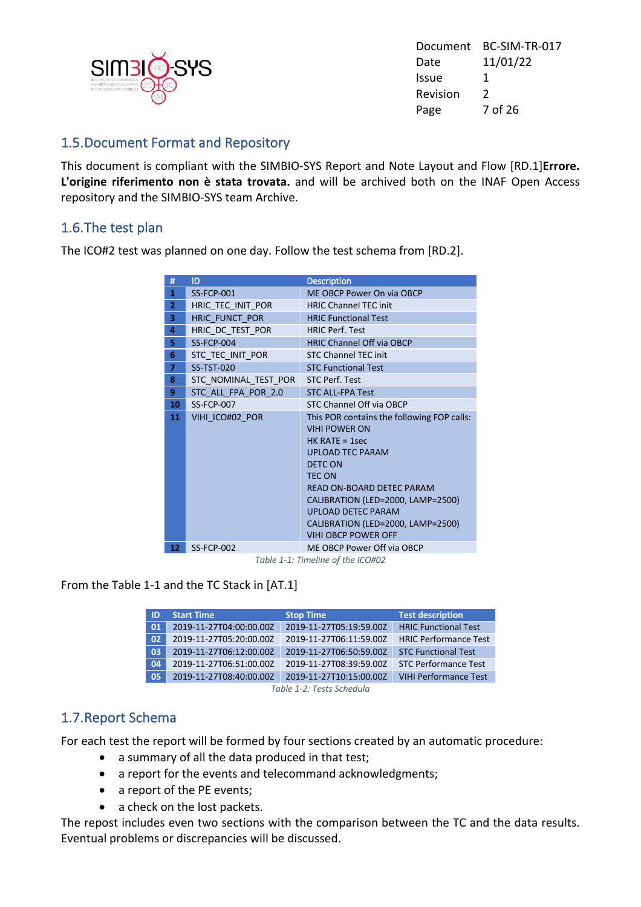## 1.5. Document Format and Repository

This document is compliant with the SIMBIO-SYS Report and Note Layout and Flow [RD.1]**Errore. L'origine riferimento non è stata trovata.** and will be archived both on the INAF Open Access repository and the SIMBIO-SYS team Archive.

## 1.6. The test plan

The ICO#2 test was planned on one day. Follow the test schema from [RD.2].

| # | ID | Description |
|---|---|---|
| **1** | SS-FCP-001 | ME OBCP Power On via OBCP |
| **2** | HRIC_TEC_INIT_POR | HRIC Channel TEC init |
| **3** | HRIC_FUNCT_POR | HRIC Functional Test |
| **4** | HRIC_DC_TEST_POR | HRIC Perf. Test |
| **5** | SS-FCP-004 | HRIC Channel Off via OBCP |
| **6** | STC_TEC_INIT_POR | STC Channel TEC init |
| **7** | SS-TST-020 | STC Functional Test |
| **8** | STC_NOMINAL_TEST_POR | STC Perf. Test |
| **9** | STC_ALL_FPA_POR_2.0 | STC ALL-FPA Test |
| **10** | SS-FCP-007 | STC Channel Off via OBCP |
| **11** | VIHI_ICO#02_POR | This POR contains the following FOP calls:<br>VIHI POWER ON<br>HK RATE = 1sec<br>UPLOAD TEC PARAM<br>DETC ON<br>TEC ON<br>READ ON-BOARD DETEC PARAM<br>CALIBRATION (LED=2000, LAMP=2500)<br>UPLOAD DETEC PARAM<br>CALIBRATION (LED=2000, LAMP=2500)<br>VIHI OBCP POWER OFF |
| **12** | SS-FCP-002 | ME OBCP Power Off via OBCP |

*Table 1-1: Timeline of the ICO#02*

From the Table 1-1 and the TC Stack in [AT.1]

| ID | Start Time | Stop Time | Test description |
|---|---|---|---|
| **01** | 2019-11-27T04:00:00.00Z | 2019-11-27T05:19:59.00Z | HRIC Functional Test |
| **02** | 2019-11-27T05:20:00.00Z | 2019-11-27T06:11:59.00Z | HRIC Performance Test |
| **03** | 2019-11-27T06:12:00.00Z | 2019-11-27T06:50:59.00Z | STC Functional Test |
| **04** | 2019-11-27T06:51:00.00Z | 2019-11-27T08:39:59.00Z | STC Performance Test |
| **05** | 2019-11-27T08:40:00.00Z | 2019-11-27T10:15:00.00Z | VIHI Performance Test |

*Table 1-2: Tests Schedula*

## 1.7. Report Schema

For each test the report will be formed by four sections created by an automatic procedure:

- a summary of all the data produced in that test;
- a report for the events and telecommand acknowledgments;
- a report of the PE events;
- a check on the lost packets.

The repost includes even two sections with the comparison between the TC and the data results. Eventual problems or discrepancies will be discussed.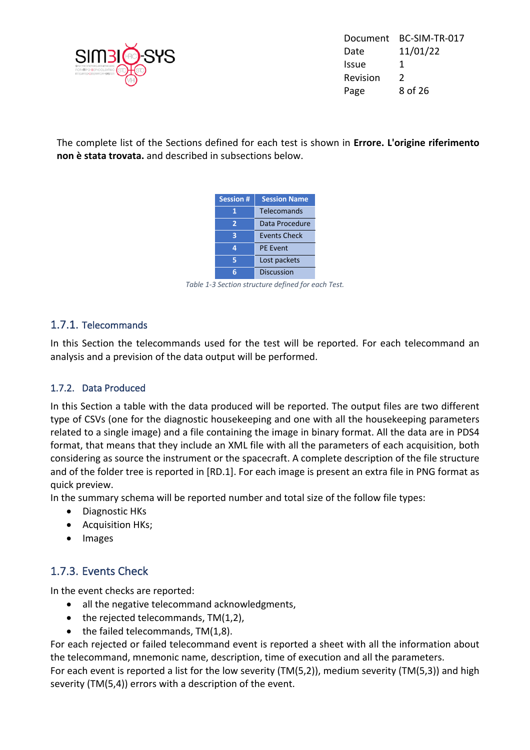The complete list of the Sections defined for each test is shown in **Errore. L'origine riferimento non è stata trovata.** and described in subsections below.

| Session # | Session Name |
|---|---|
| 1 | Telecomands |
| 2 | Data Procedure |
| 3 | Events Check |
| 4 | PE Event |
| 5 | Lost packets |
| 6 | Discussion |

*Table 1-3 Section structure defined for each Test.*

### 1.7.1. Telecommands

In this Section the telecommands used for the test will be reported. For each telecommand an analysis and a prevision of the data output will be performed.

### 1.7.2. Data Produced

In this Section a table with the data produced will be reported. The output files are two different type of CSVs (one for the diagnostic housekeeping and one with all the housekeeping parameters related to a single image) and a file containing the image in binary format. All the data are in PDS4 format, that means that they include an XML file with all the parameters of each acquisition, both considering as source the instrument or the spacecraft. A complete description of the file structure and of the folder tree is reported in [RD.1]. For each image is present an extra file in PNG format as quick preview.

In the summary schema will be reported number and total size of the follow file types:

- Diagnostic HKs
- Acquisition HKs;
- Images

### 1.7.3. Events Check

In the event checks are reported:

- all the negative telecommand acknowledgments,
- the rejected telecommands, TM(1,2),
- the failed telecommands, TM(1,8).

For each rejected or failed telecommand event is reported a sheet with all the information about the telecommand, mnemonic name, description, time of execution and all the parameters.

For each event is reported a list for the low severity (TM(5,2)), medium severity (TM(5,3)) and high severity (TM(5,4)) errors with a description of the event.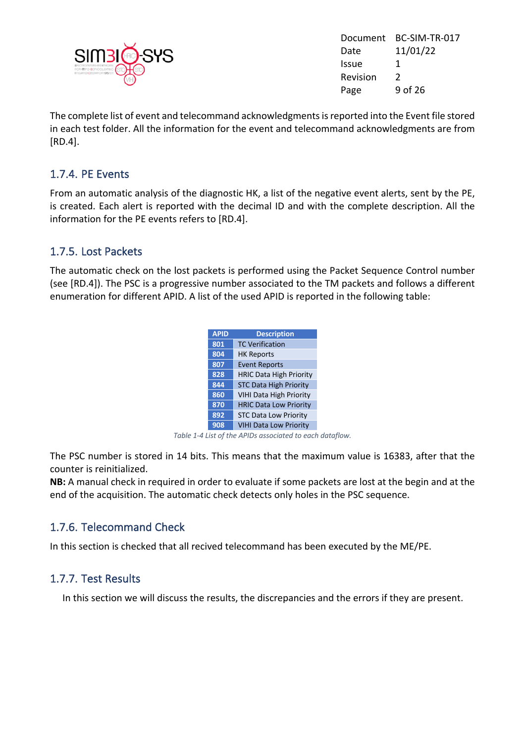The complete list of event and telecommand acknowledgments is reported into the Event file stored in each test folder. All the information for the event and telecommand acknowledgments are from [RD.4].

### 1.7.4. PE Events

From an automatic analysis of the diagnostic HK, a list of the negative event alerts, sent by the PE, is created. Each alert is reported with the decimal ID and with the complete description. All the information for the PE events refers to [RD.4].

### 1.7.5. Lost Packets

The automatic check on the lost packets is performed using the Packet Sequence Control number (see [RD.4]). The PSC is a progressive number associated to the TM packets and follows a different enumeration for different APID. A list of the used APID is reported in the following table:

| APID | Description |
| --- | --- |
| 801 | TC Verification |
| 804 | HK Reports |
| 807 | Event Reports |
| 828 | HRIC Data High Priority |
| 844 | STC Data High Priority |
| 860 | VIHI Data High Priority |
| 870 | HRIC Data Low Priority |
| 892 | STC Data Low Priority |
| 908 | VIHI Data Low Priority |

*Table 1-4 List of the APIDs associated to each dataflow.*

The PSC number is stored in 14 bits. This means that the maximum value is 16383, after that the counter is reinitialized.

**NB:** A manual check in required in order to evaluate if some packets are lost at the begin and at the end of the acquisition. The automatic check detects only holes in the PSC sequence.

### 1.7.6. Telecommand Check

In this section is checked that all recived telecommand has been executed by the ME/PE.

### 1.7.7. Test Results

In this section we will discuss the results, the discrepancies and the errors if they are present.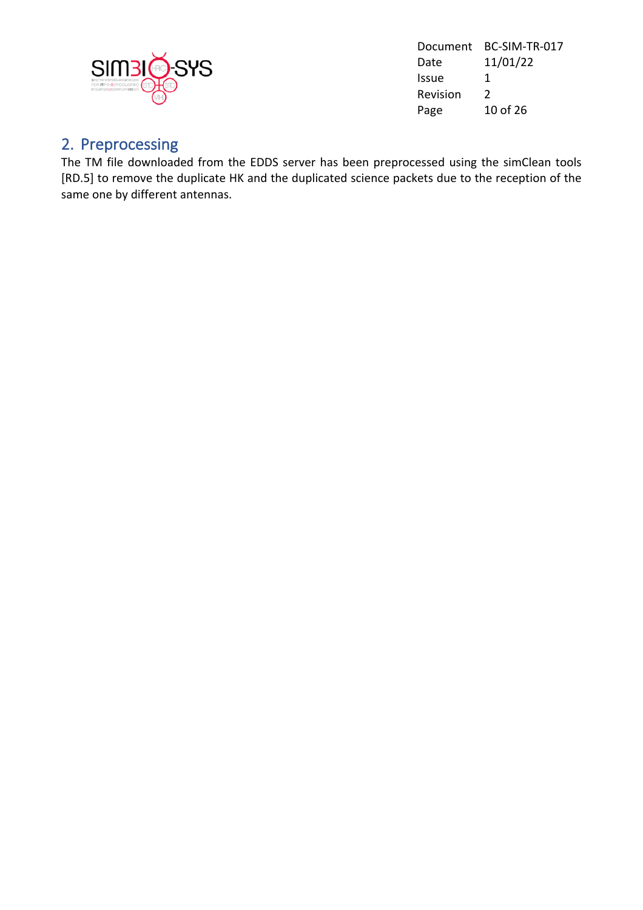## 2. Preprocessing

The TM file downloaded from the EDDS server has been preprocessed using the simClean tools [RD.5] to remove the duplicate HK and the duplicated science packets due to the reception of the same one by different antennas.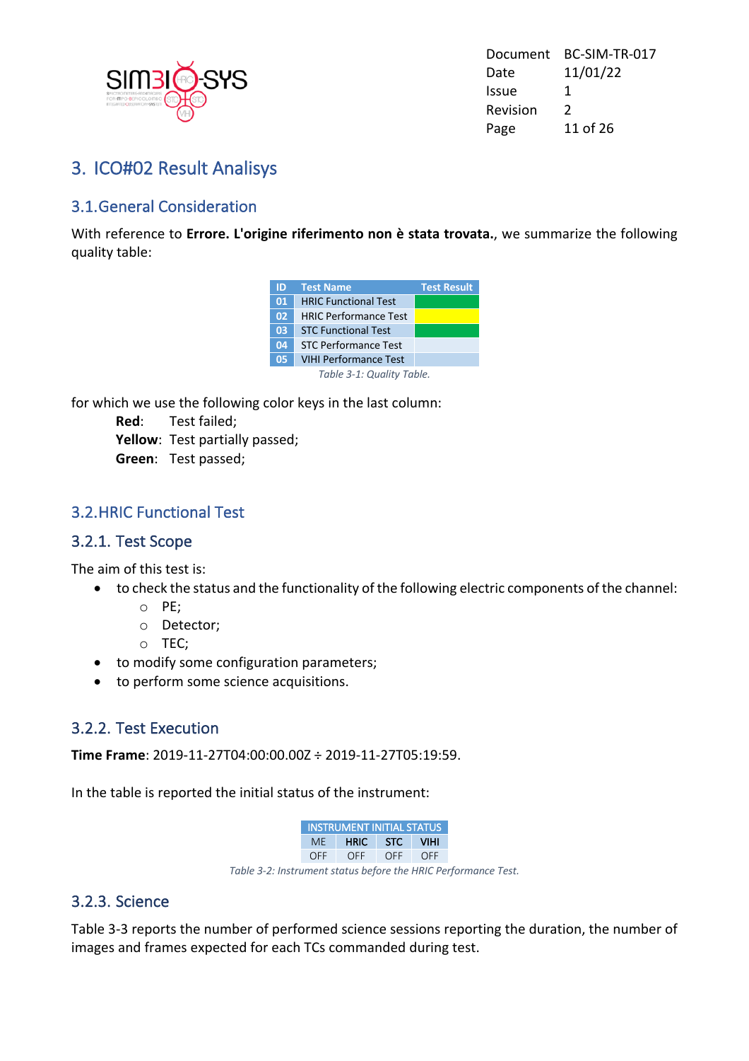# 3. ICO#02 Result Analisys

## 3.1. General Consideration

With reference to **Errore. L'origine riferimento non è stata trovata.**, we summarize the following quality table:

| ID | Test Name | Test Result |
|---|---|---|
| 01 | HRIC Functional Test | |
| 02 | HRIC Performance Test | |
| 03 | STC Functional Test | |
| 04 | STC Performance Test | |
| 05 | VIHI Performance Test | |

*Table 3-1: Quality Table.*

for which we use the following color keys in the last column:

**Red**: Test failed;
**Yellow**: Test partially passed;
**Green**: Test passed;

## 3.2. HRIC Functional Test

### 3.2.1. Test Scope

The aim of this test is:

- to check the status and the functionality of the following electric components of the channel:
  - PE;
  - Detector;
  - TEC;
- to modify some configuration parameters;
- to perform some science acquisitions.

### 3.2.2. Test Execution

**Time Frame**: 2019-11-27T04:00:00.00Z ÷ 2019-11-27T05:19:59.

In the table is reported the initial status of the instrument:

| INSTRUMENT INITIAL STATUS | | | |
|---|---|---|---|
| ME | HRIC | STC | VIHI |
| OFF | OFF | OFF | OFF |

*Table 3-2: Instrument status before the HRIC Performance Test.*

### 3.2.3. Science

Table 3-3 reports the number of performed science sessions reporting the duration, the number of images and frames expected for each TCs commanded during test.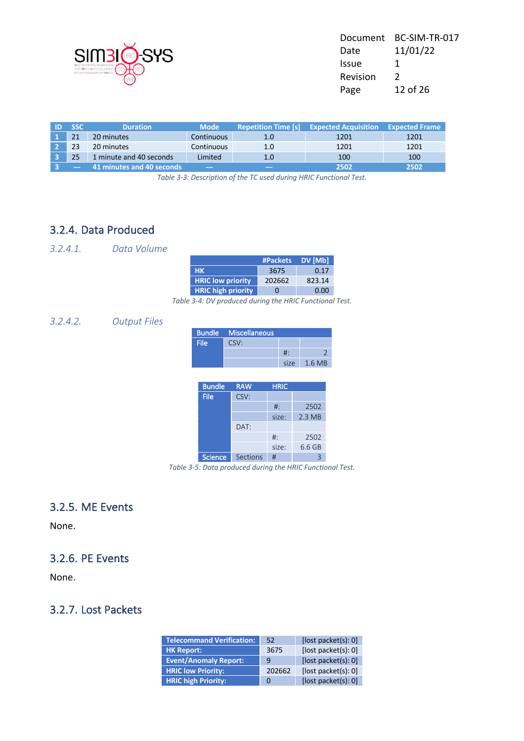| ID | SSC | Duration | Mode | Repetition Time [s] | Expected Acquisition | Expected Frame |
|---|---|---|---|---|---|---|
| 1 | 21 | 20 minutes | Continuous | 1.0 | 1201 | 1201 |
| 2 | 23 | 20 minutes | Continuous | 1.0 | 1201 | 1201 |
| 3 | 25 | 1 minute and 40 seconds | Limited | 1.0 | 100 | 100 |
| 3 | --- | 41 minutes and 40 seconds | --- | --- | 2502 | 2502 |

*Table 3-3: Description of the TC used during HRIC Functional Test.*

## 3.2.4. Data Produced

### 3.2.4.1. Data Volume

| | #Packets | DV [Mb] |
|---|---|---|
| HK | 3675 | 0.17 |
| HRIC low priority | 202662 | 823.14 |
| HRIC high priority | 0 | 0.00 |

*Table 3-4: DV produced during the HRIC Functional Test.*

### 3.2.4.2. Output Files

| Bundle | Miscellaneous | | |
|---|---|---|---|
| File | CSV: | | |
| | | #: | 2 |
| | | size | 1.6 MB |

| Bundle | RAW | HRIC | |
|---|---|---|---|
| File | CSV: | | |
| | | #: | 2502 |
| | | size: | 2.3 MB |
| | DAT: | | |
| | | #: | 2502 |
| | | size: | 6.6 GB |
| Science | Sections | # | 3 |

*Table 3-5: Data produced during the HRIC Functional Test.*

## 3.2.5. ME Events

None.

## 3.2.6. PE Events

None.

## 3.2.7. Lost Packets

| | | |
|---|---|---|
| Telecommand Verification: | 52 | [lost packet(s): 0] |
| HK Report: | 3675 | [lost packet(s): 0] |
| Event/Anomaly Report: | 9 | [lost packet(s): 0] |
| HRIC low Priority: | 202662 | [lost packet(s): 0] |
| HRIC high Priority: | 0 | [lost packet(s): 0] |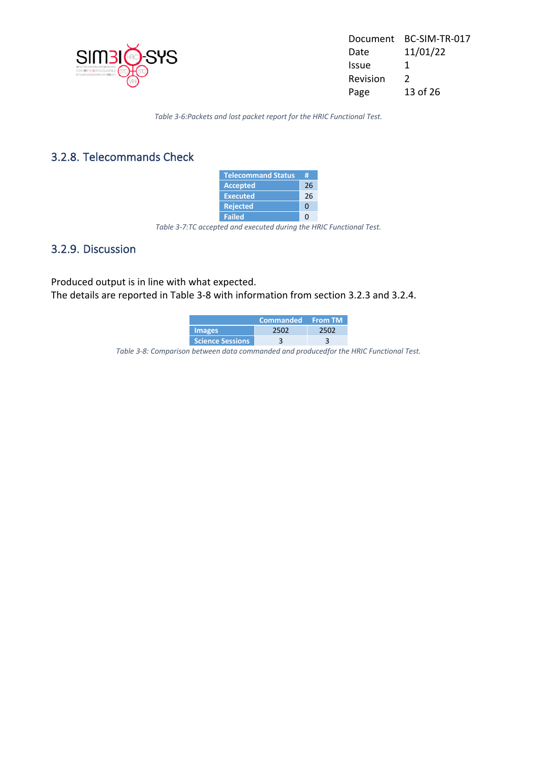*Table 3-6:Packets and lost packet report for the HRIC Functional Test.*

### 3.2.8. Telecommands Check

| Telecommand Status | # |
|---|---|
| Accepted | 26 |
| Executed | 26 |
| Rejected | 0 |
| Failed | 0 |

*Table 3-7:TC accepted and executed during the HRIC Functional Test.*

### 3.2.9. Discussion

Produced output is in line with what expected.
The details are reported in Table 3-8 with information from section 3.2.3 and 3.2.4.

| | Commanded | From TM |
|---|---|---|
| Images | 2502 | 2502 |
| Science Sessions | 3 | 3 |

*Table 3-8: Comparison between data commanded and producedfor the HRIC Functional Test.*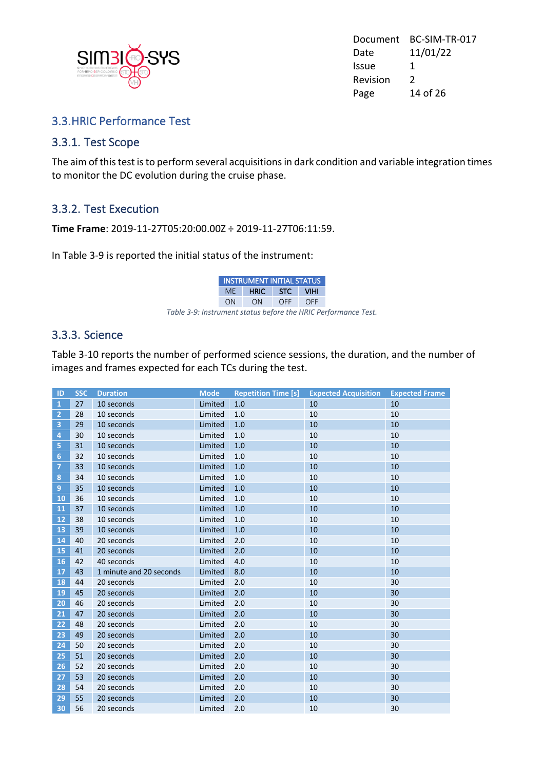## 3.3. HRIC Performance Test

### 3.3.1. Test Scope

The aim of this test is to perform several acquisitions in dark condition and variable integration times to monitor the DC evolution during the cruise phase.

### 3.3.2. Test Execution

**Time Frame**: 2019-11-27T05:20:00.00Z ÷ 2019-11-27T06:11:59.

In Table 3-9 is reported the initial status of the instrument:

| INSTRUMENT INITIAL STATUS | | | |
|---|---|---|---|
| ME | HRIC | STC | VIHI |
| ON | ON | OFF | OFF |

*Table 3-9: Instrument status before the HRIC Performance Test.*

### 3.3.3. Science

Table 3-10 reports the number of performed science sessions, the duration, and the number of images and frames expected for each TCs during the test.

| ID | SSC | Duration | Mode | Repetition Time [s] | Expected Acquisition | Expected Frame |
|---|---|---|---|---|---|---|
| 1 | 27 | 10 seconds | Limited | 1.0 | 10 | 10 |
| 2 | 28 | 10 seconds | Limited | 1.0 | 10 | 10 |
| 3 | 29 | 10 seconds | Limited | 1.0 | 10 | 10 |
| 4 | 30 | 10 seconds | Limited | 1.0 | 10 | 10 |
| 5 | 31 | 10 seconds | Limited | 1.0 | 10 | 10 |
| 6 | 32 | 10 seconds | Limited | 1.0 | 10 | 10 |
| 7 | 33 | 10 seconds | Limited | 1.0 | 10 | 10 |
| 8 | 34 | 10 seconds | Limited | 1.0 | 10 | 10 |
| 9 | 35 | 10 seconds | Limited | 1.0 | 10 | 10 |
| 10 | 36 | 10 seconds | Limited | 1.0 | 10 | 10 |
| 11 | 37 | 10 seconds | Limited | 1.0 | 10 | 10 |
| 12 | 38 | 10 seconds | Limited | 1.0 | 10 | 10 |
| 13 | 39 | 10 seconds | Limited | 1.0 | 10 | 10 |
| 14 | 40 | 20 seconds | Limited | 2.0 | 10 | 10 |
| 15 | 41 | 20 seconds | Limited | 2.0 | 10 | 10 |
| 16 | 42 | 40 seconds | Limited | 4.0 | 10 | 10 |
| 17 | 43 | 1 minute and 20 seconds | Limited | 8.0 | 10 | 10 |
| 18 | 44 | 20 seconds | Limited | 2.0 | 10 | 30 |
| 19 | 45 | 20 seconds | Limited | 2.0 | 10 | 30 |
| 20 | 46 | 20 seconds | Limited | 2.0 | 10 | 30 |
| 21 | 47 | 20 seconds | Limited | 2.0 | 10 | 30 |
| 22 | 48 | 20 seconds | Limited | 2.0 | 10 | 30 |
| 23 | 49 | 20 seconds | Limited | 2.0 | 10 | 30 |
| 24 | 50 | 20 seconds | Limited | 2.0 | 10 | 30 |
| 25 | 51 | 20 seconds | Limited | 2.0 | 10 | 30 |
| 26 | 52 | 20 seconds | Limited | 2.0 | 10 | 30 |
| 27 | 53 | 20 seconds | Limited | 2.0 | 10 | 30 |
| 28 | 54 | 20 seconds | Limited | 2.0 | 10 | 30 |
| 29 | 55 | 20 seconds | Limited | 2.0 | 10 | 30 |
| 30 | 56 | 20 seconds | Limited | 2.0 | 10 | 30 |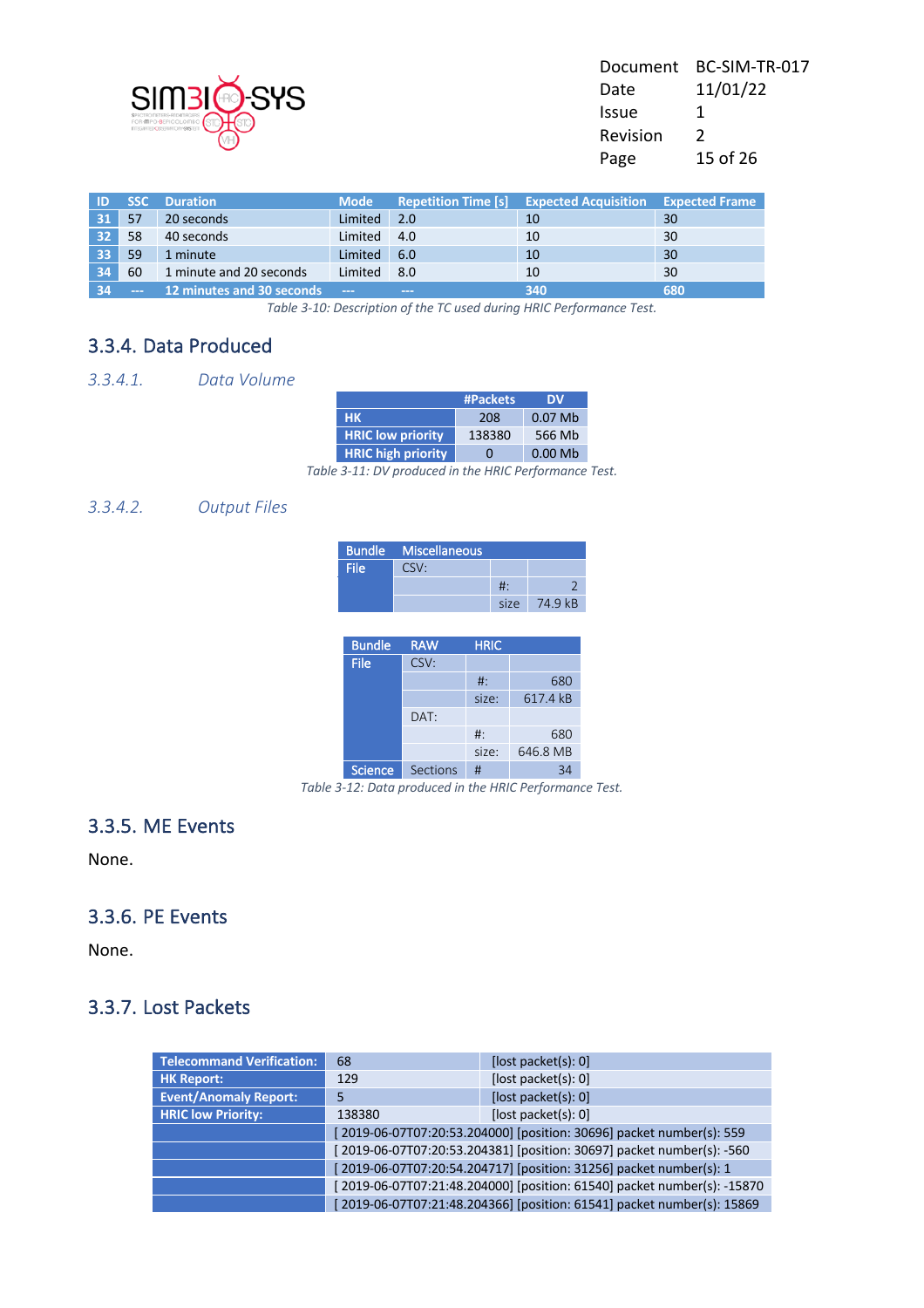| ID | SSC | Duration | Mode | Repetition Time [s] | Expected Acquisition | Expected Frame |
|---|---|---|---|---|---|---|
| 31 | 57 | 20 seconds | Limited | 2.0 | 10 | 30 |
| 32 | 58 | 40 seconds | Limited | 4.0 | 10 | 30 |
| 33 | 59 | 1 minute | Limited | 6.0 | 10 | 30 |
| 34 | 60 | 1 minute and 20 seconds | Limited | 8.0 | 10 | 30 |
| 34 | --- | **12 minutes and 30 seconds** | --- | --- | **340** | **680** |

*Table 3-10: Description of the TC used during HRIC Performance Test.*

## 3.3.4. Data Produced

### 3.3.4.1. Data Volume

| | #Packets | DV |
|---|---|---|
| **HK** | 208 | 0.07 Mb |
| **HRIC low priority** | 138380 | 566 Mb |
| **HRIC high priority** | 0 | 0.00 Mb |

*Table 3-11: DV produced in the HRIC Performance Test.*

### 3.3.4.2. Output Files

| Bundle | Miscellaneous | | |
|---|---|---|---|
| File | CSV: | | |
| | | #: | 2 |
| | | size | 74.9 kB |

| Bundle | RAW | HRIC | |
|---|---|---|---|
| File | CSV: | | |
| | | #: | 680 |
| | | size: | 617.4 kB |
| | DAT: | | |
| | | #: | 680 |
| | | size: | 646.8 MB |
| Science | Sections | # | 34 |

*Table 3-12: Data produced in the HRIC Performance Test.*

## 3.3.5. ME Events

None.

## 3.3.6. PE Events

None.

## 3.3.7. Lost Packets

| | | |
|---|---|---|
| **Telecommand Verification:** | 68 | [lost packet(s): 0] |
| **HK Report:** | 129 | [lost packet(s): 0] |
| **Event/Anomaly Report:** | 5 | [lost packet(s): 0] |
| **HRIC low Priority:** | 138380 | [lost packet(s): 0] |
| | [ 2019-06-07T07:20:53.204000] [position: 30696] packet number(s): 559 | |
| | [ 2019-06-07T07:20:53.204381] [position: 30697] packet number(s): -560 | |
| | [ 2019-06-07T07:20:54.204717] [position: 31256] packet number(s): 1 | |
| | [ 2019-06-07T07:21:48.204000] [position: 61540] packet number(s): -15870 | |
| | [ 2019-06-07T07:21:48.204366] [position: 61541] packet number(s): 15869 | |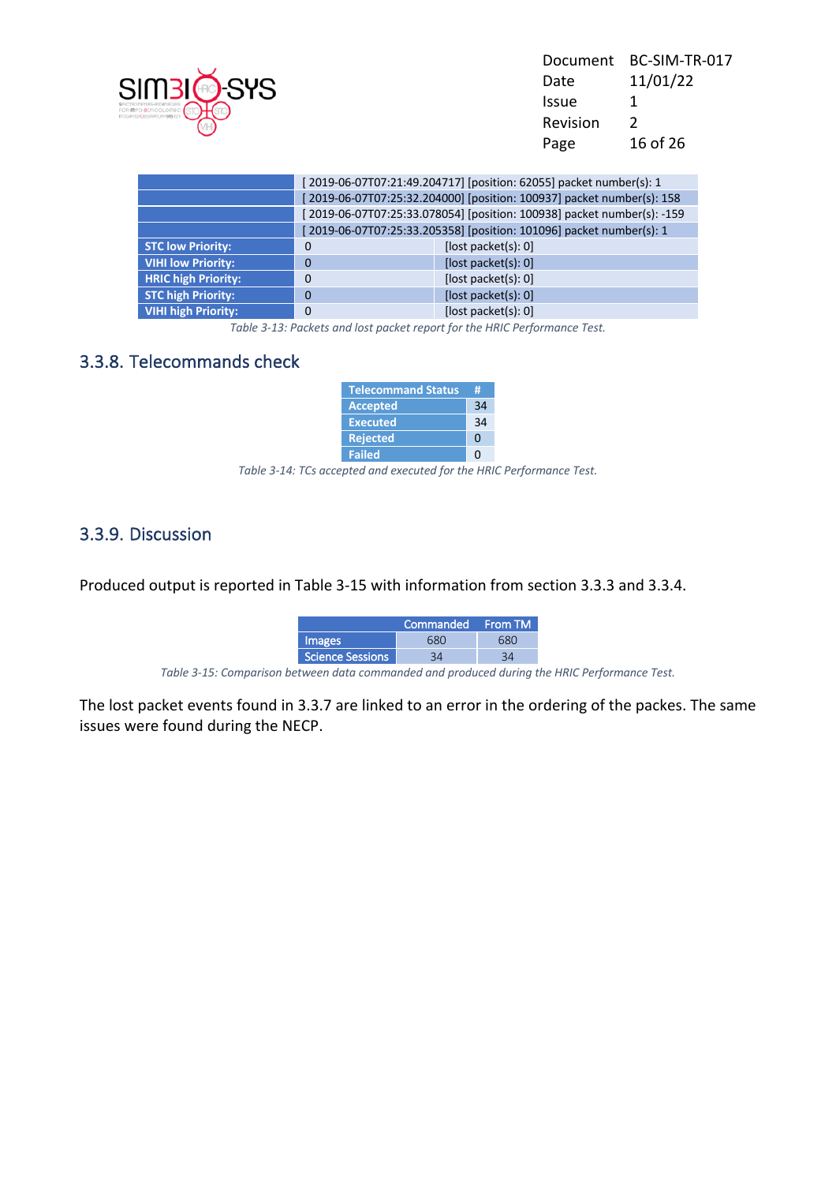| | | |
|---|---|---|
| | [ 2019-06-07T07:21:49.204717] [position: 62055] packet number(s): 1 | |
| | [ 2019-06-07T07:25:32.204000] [position: 100937] packet number(s): 158 | |
| | [ 2019-06-07T07:25:33.078054] [position: 100938] packet number(s): -159 | |
| | [ 2019-06-07T07:25:33.205358] [position: 101096] packet number(s): 1 | |
| **STC low Priority:** | 0 | [lost packet(s): 0] |
| **VIHI low Priority:** | 0 | [lost packet(s): 0] |
| **HRIC high Priority:** | 0 | [lost packet(s): 0] |
| **STC high Priority:** | 0 | [lost packet(s): 0] |
| **VIHI high Priority:** | 0 | [lost packet(s): 0] |

*Table 3-13: Packets and lost packet report for the HRIC Performance Test.*

### 3.3.8. Telecommands check

| Telecommand Status | # |
|---|---|
| Accepted | 34 |
| Executed | 34 |
| Rejected | 0 |
| Failed | 0 |

*Table 3-14: TCs accepted and executed for the HRIC Performance Test.*

### 3.3.9. Discussion

Produced output is reported in Table 3-15 with information from section 3.3.3 and 3.3.4.

| | Commanded | From TM |
|---|---|---|
| Images | 680 | 680 |
| Science Sessions | 34 | 34 |

*Table 3-15: Comparison between data commanded and produced during the HRIC Performance Test.*

The lost packet events found in 3.3.7 are linked to an error in the ordering of the packes. The same issues were found during the NECP.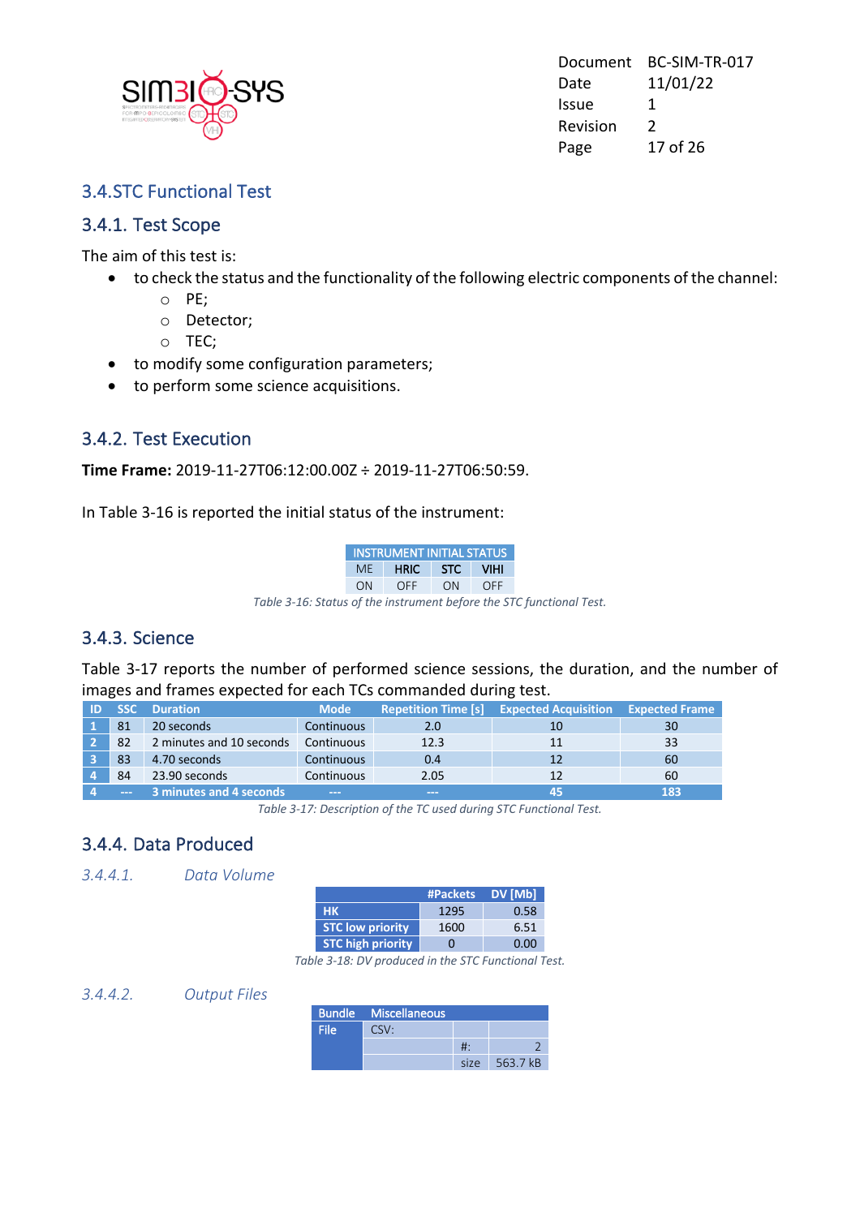## 3.4. STC Functional Test

### 3.4.1. Test Scope

The aim of this test is:

- to check the status and the functionality of the following electric components of the channel:
  - PE;
  - Detector;
  - TEC;
- to modify some configuration parameters;
- to perform some science acquisitions.

### 3.4.2. Test Execution

**Time Frame:** 2019-11-27T06:12:00.00Z ÷ 2019-11-27T06:50:59.

In Table 3-16 is reported the initial status of the instrument:

| INSTRUMENT INITIAL STATUS | | | |
|---|---|---|---|
| ME | HRIC | STC | VIHI |
| ON | OFF | ON | OFF |

*Table 3-16: Status of the instrument before the STC functional Test.*

### 3.4.3. Science

Table 3-17 reports the number of performed science sessions, the duration, and the number of images and frames expected for each TCs commanded during test.

| ID | SSC | Duration | Mode | Repetition Time [s] | Expected Acquisition | Expected Frame |
|---|---|---|---|---|---|---|
| 1 | 81 | 20 seconds | Continuous | 2.0 | 10 | 30 |
| 2 | 82 | 2 minutes and 10 seconds | Continuous | 12.3 | 11 | 33 |
| 3 | 83 | 4.70 seconds | Continuous | 0.4 | 12 | 60 |
| 4 | 84 | 23.90 seconds | Continuous | 2.05 | 12 | 60 |
| 4 | --- | 3 minutes and 4 seconds | --- | --- | 45 | 183 |

*Table 3-17: Description of the TC used during STC Functional Test.*

### 3.4.4. Data Produced

#### 3.4.4.1. Data Volume

| | #Packets | DV [Mb] |
|---|---|---|
| HK | 1295 | 0.58 |
| STC low priority | 1600 | 6.51 |
| STC high priority | 0 | 0.00 |

*Table 3-18: DV produced in the STC Functional Test.*

#### 3.4.4.2. Output Files

| Bundle | Miscellaneous | | |
|---|---|---|---|
| File | CSV: | | |
| | | #: | 2 |
| | | size | 563.7 kB |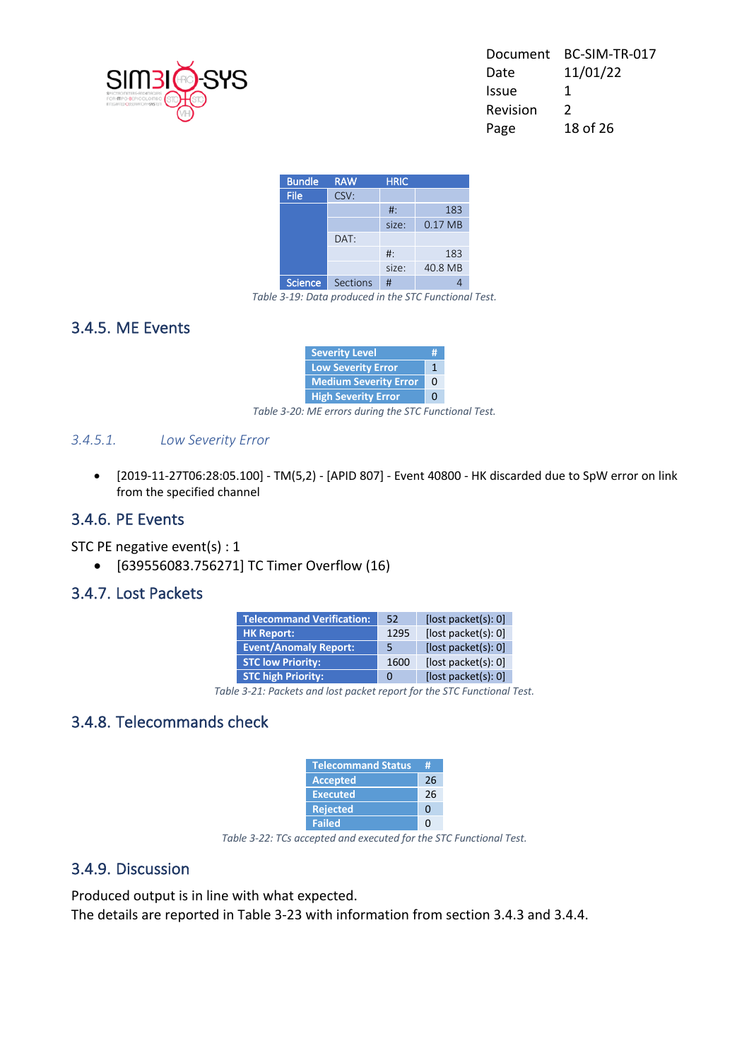| Bundle | RAW | HRIC | |
|---|---|---|---|
| File | CSV: | | |
| | | #: | 183 |
| | | size: | 0.17 MB |
| | DAT: | | |
| | | #: | 183 |
| | | size: | 40.8 MB |
| Science | Sections | # | 4 |

*Table 3-19: Data produced in the STC Functional Test.*

## 3.4.5. ME Events

| Severity Level | # |
|---|---|
| Low Severity Error | 1 |
| Medium Severity Error | 0 |
| High Severity Error | 0 |

*Table 3-20: ME errors during the STC Functional Test.*

### *3.4.5.1. Low Severity Error*

- [2019-11-27T06:28:05.100] - TM(5,2) - [APID 807] - Event 40800 - HK discarded due to SpW error on link from the specified channel

## 3.4.6. PE Events

STC PE negative event(s) : 1

- [639556083.756271] TC Timer Overflow (16)

## 3.4.7. Lost Packets

| Telecommand Verification: | 52 | [lost packet(s): 0] |
|---|---|---|
| HK Report: | 1295 | [lost packet(s): 0] |
| Event/Anomaly Report: | 5 | [lost packet(s): 0] |
| STC low Priority: | 1600 | [lost packet(s): 0] |
| STC high Priority: | 0 | [lost packet(s): 0] |

*Table 3-21: Packets and lost packet report for the STC Functional Test.*

## 3.4.8. Telecommands check

| Telecommand Status | # |
|---|---|
| Accepted | 26 |
| Executed | 26 |
| Rejected | 0 |
| Failed | 0 |

*Table 3-22: TCs accepted and executed for the STC Functional Test.*

## 3.4.9. Discussion

Produced output is in line with what expected.
The details are reported in Table 3-23 with information from section 3.4.3 and 3.4.4.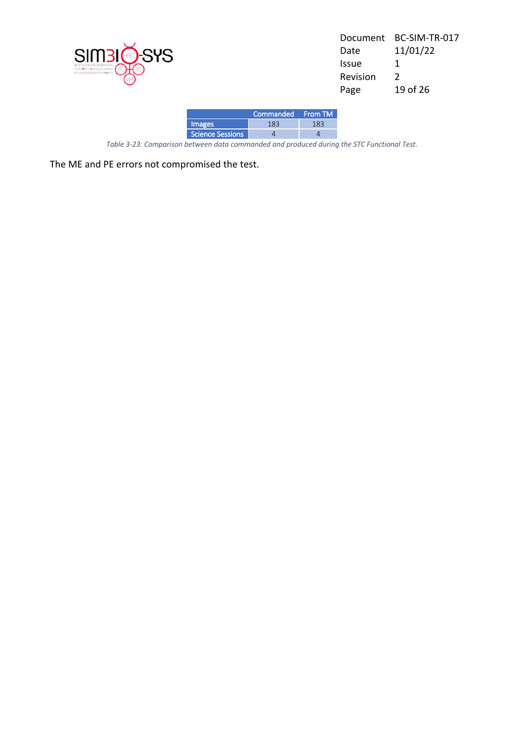| | Commanded | From TM |
|---|---|---|
| Images | 183 | 183 |
| Science Sessions | 4 | 4 |

*Table 3-23: Comparison between data commanded and produced during the STC Functional Test.*

The ME and PE errors not compromised the test.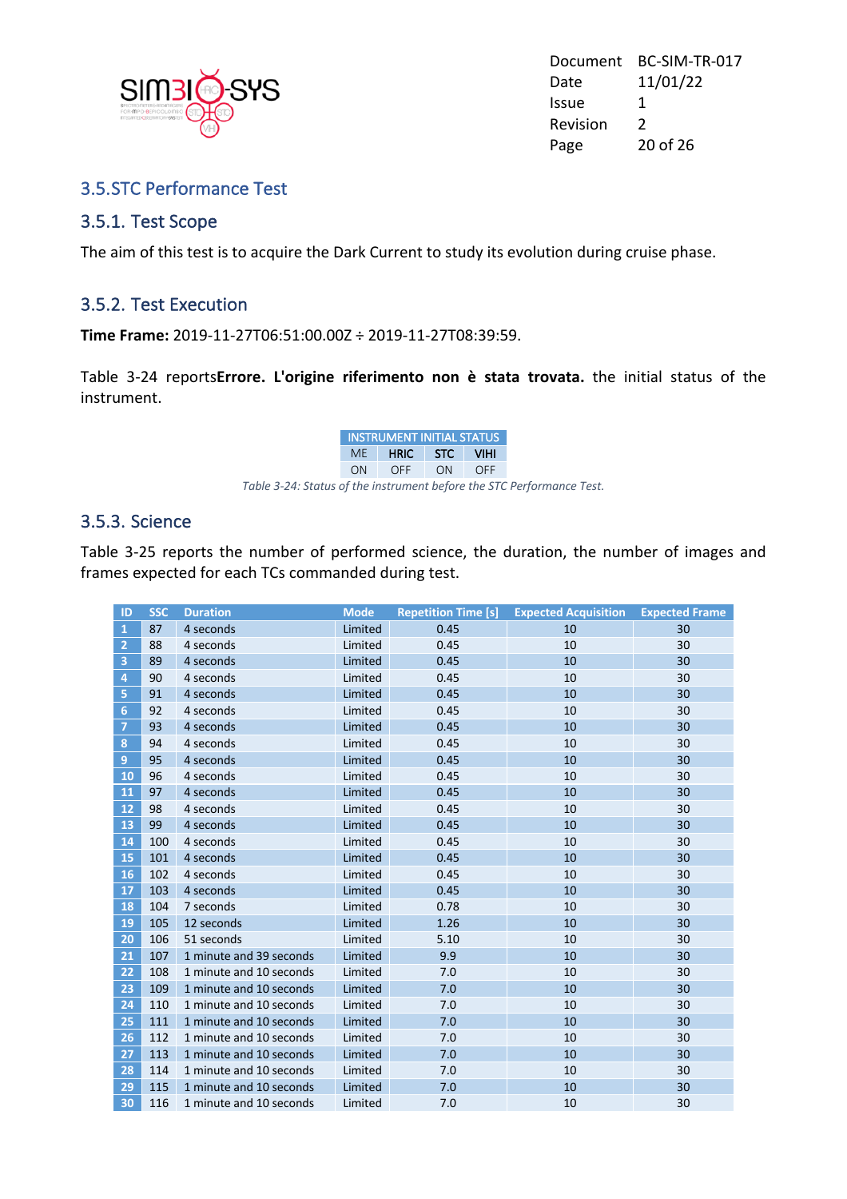## 3.5.STC Performance Test

### 3.5.1. Test Scope

The aim of this test is to acquire the Dark Current to study its evolution during cruise phase.

### 3.5.2. Test Execution

**Time Frame:** 2019-11-27T06:51:00.00Z ÷ 2019-11-27T08:39:59.

Table 3-24 reports**Errore. L'origine riferimento non è stata trovata.** the initial status of the instrument.

| INSTRUMENT INITIAL STATUS | | | |
|---|---|---|---|
| ME | HRIC | STC | VIHI |
| ON | OFF | ON | OFF |

*Table 3-24: Status of the instrument before the STC Performance Test.*

### 3.5.3. Science

Table 3-25 reports the number of performed science, the duration, the number of images and frames expected for each TCs commanded during test.

| ID | SSC | Duration | Mode | Repetition Time [s] | Expected Acquisition | Expected Frame |
|---|---|---|---|---|---|---|
| 1 | 87 | 4 seconds | Limited | 0.45 | 10 | 30 |
| 2 | 88 | 4 seconds | Limited | 0.45 | 10 | 30 |
| 3 | 89 | 4 seconds | Limited | 0.45 | 10 | 30 |
| 4 | 90 | 4 seconds | Limited | 0.45 | 10 | 30 |
| 5 | 91 | 4 seconds | Limited | 0.45 | 10 | 30 |
| 6 | 92 | 4 seconds | Limited | 0.45 | 10 | 30 |
| 7 | 93 | 4 seconds | Limited | 0.45 | 10 | 30 |
| 8 | 94 | 4 seconds | Limited | 0.45 | 10 | 30 |
| 9 | 95 | 4 seconds | Limited | 0.45 | 10 | 30 |
| 10 | 96 | 4 seconds | Limited | 0.45 | 10 | 30 |
| 11 | 97 | 4 seconds | Limited | 0.45 | 10 | 30 |
| 12 | 98 | 4 seconds | Limited | 0.45 | 10 | 30 |
| 13 | 99 | 4 seconds | Limited | 0.45 | 10 | 30 |
| 14 | 100 | 4 seconds | Limited | 0.45 | 10 | 30 |
| 15 | 101 | 4 seconds | Limited | 0.45 | 10 | 30 |
| 16 | 102 | 4 seconds | Limited | 0.45 | 10 | 30 |
| 17 | 103 | 4 seconds | Limited | 0.45 | 10 | 30 |
| 18 | 104 | 7 seconds | Limited | 0.78 | 10 | 30 |
| 19 | 105 | 12 seconds | Limited | 1.26 | 10 | 30 |
| 20 | 106 | 51 seconds | Limited | 5.10 | 10 | 30 |
| 21 | 107 | 1 minute and 39 seconds | Limited | 9.9 | 10 | 30 |
| 22 | 108 | 1 minute and 10 seconds | Limited | 7.0 | 10 | 30 |
| 23 | 109 | 1 minute and 10 seconds | Limited | 7.0 | 10 | 30 |
| 24 | 110 | 1 minute and 10 seconds | Limited | 7.0 | 10 | 30 |
| 25 | 111 | 1 minute and 10 seconds | Limited | 7.0 | 10 | 30 |
| 26 | 112 | 1 minute and 10 seconds | Limited | 7.0 | 10 | 30 |
| 27 | 113 | 1 minute and 10 seconds | Limited | 7.0 | 10 | 30 |
| 28 | 114 | 1 minute and 10 seconds | Limited | 7.0 | 10 | 30 |
| 29 | 115 | 1 minute and 10 seconds | Limited | 7.0 | 10 | 30 |
| 30 | 116 | 1 minute and 10 seconds | Limited | 7.0 | 10 | 30 |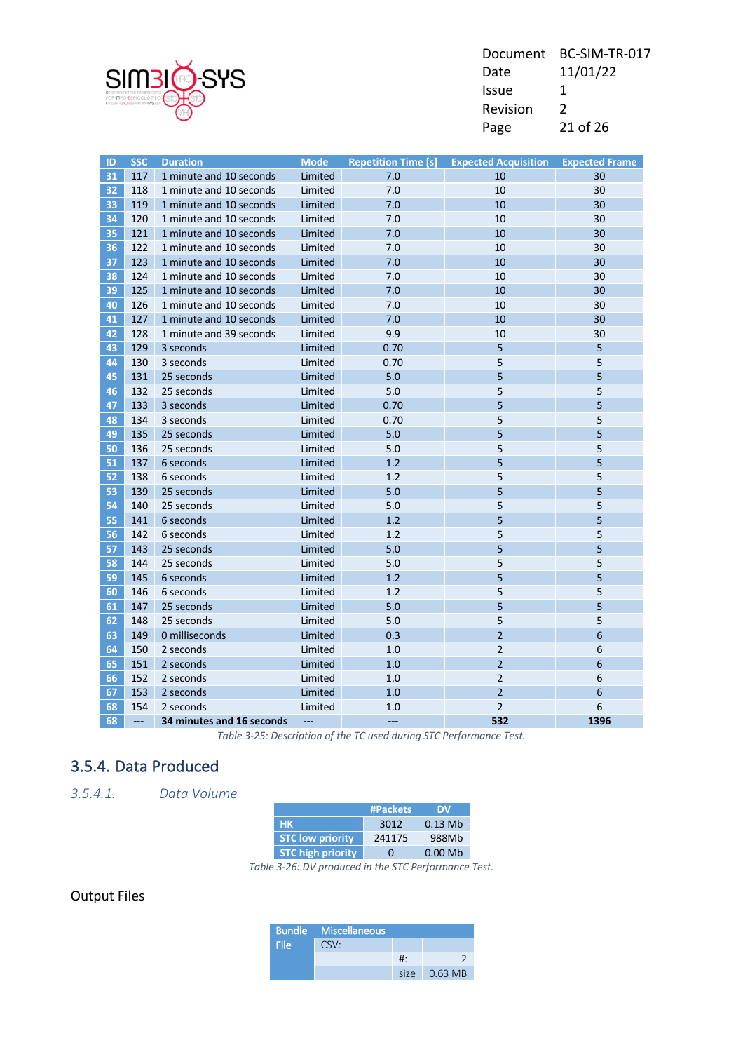| ID | SSC | Duration | Mode | Repetition Time [s] | Expected Acquisition | Expected Frame |
|---|---|---|---|---|---|---|
| 31 | 117 | 1 minute and 10 seconds | Limited | 7.0 | 10 | 30 |
| 32 | 118 | 1 minute and 10 seconds | Limited | 7.0 | 10 | 30 |
| 33 | 119 | 1 minute and 10 seconds | Limited | 7.0 | 10 | 30 |
| 34 | 120 | 1 minute and 10 seconds | Limited | 7.0 | 10 | 30 |
| 35 | 121 | 1 minute and 10 seconds | Limited | 7.0 | 10 | 30 |
| 36 | 122 | 1 minute and 10 seconds | Limited | 7.0 | 10 | 30 |
| 37 | 123 | 1 minute and 10 seconds | Limited | 7.0 | 10 | 30 |
| 38 | 124 | 1 minute and 10 seconds | Limited | 7.0 | 10 | 30 |
| 39 | 125 | 1 minute and 10 seconds | Limited | 7.0 | 10 | 30 |
| 40 | 126 | 1 minute and 10 seconds | Limited | 7.0 | 10 | 30 |
| 41 | 127 | 1 minute and 10 seconds | Limited | 7.0 | 10 | 30 |
| 42 | 128 | 1 minute and 39 seconds | Limited | 9.9 | 10 | 30 |
| 43 | 129 | 3 seconds | Limited | 0.70 | 5 | 5 |
| 44 | 130 | 3 seconds | Limited | 0.70 | 5 | 5 |
| 45 | 131 | 25 seconds | Limited | 5.0 | 5 | 5 |
| 46 | 132 | 25 seconds | Limited | 5.0 | 5 | 5 |
| 47 | 133 | 3 seconds | Limited | 0.70 | 5 | 5 |
| 48 | 134 | 3 seconds | Limited | 0.70 | 5 | 5 |
| 49 | 135 | 25 seconds | Limited | 5.0 | 5 | 5 |
| 50 | 136 | 25 seconds | Limited | 5.0 | 5 | 5 |
| 51 | 137 | 6 seconds | Limited | 1.2 | 5 | 5 |
| 52 | 138 | 6 seconds | Limited | 1.2 | 5 | 5 |
| 53 | 139 | 25 seconds | Limited | 5.0 | 5 | 5 |
| 54 | 140 | 25 seconds | Limited | 5.0 | 5 | 5 |
| 55 | 141 | 6 seconds | Limited | 1.2 | 5 | 5 |
| 56 | 142 | 6 seconds | Limited | 1.2 | 5 | 5 |
| 57 | 143 | 25 seconds | Limited | 5.0 | 5 | 5 |
| 58 | 144 | 25 seconds | Limited | 5.0 | 5 | 5 |
| 59 | 145 | 6 seconds | Limited | 1.2 | 5 | 5 |
| 60 | 146 | 6 seconds | Limited | 1.2 | 5 | 5 |
| 61 | 147 | 25 seconds | Limited | 5.0 | 5 | 5 |
| 62 | 148 | 25 seconds | Limited | 5.0 | 5 | 5 |
| 63 | 149 | 0 milliseconds | Limited | 0.3 | 2 | 6 |
| 64 | 150 | 2 seconds | Limited | 1.0 | 2 | 6 |
| 65 | 151 | 2 seconds | Limited | 1.0 | 2 | 6 |
| 66 | 152 | 2 seconds | Limited | 1.0 | 2 | 6 |
| 67 | 153 | 2 seconds | Limited | 1.0 | 2 | 6 |
| 68 | 154 | 2 seconds | Limited | 1.0 | 2 | 6 |
| 68 | --- | **34 minutes and 16 seconds** | --- | --- | **532** | **1396** |

*Table 3-25: Description of the TC used during STC Performance Test.*

## 3.5.4. Data Produced

### *3.5.4.1. Data Volume*

| | #Packets | DV |
|---|---|---|
| **HK** | 3012 | 0.13 Mb |
| **STC low priority** | 241175 | 988Mb |
| **STC high priority** | 0 | 0.00 Mb |

*Table 3-26: DV produced in the STC Performance Test.*

Output Files

| Bundle | Miscellaneous | | |
|---|---|---|---|
| File | CSV: | | |
| | | #: | 2 |
| | | size | 0.63 MB |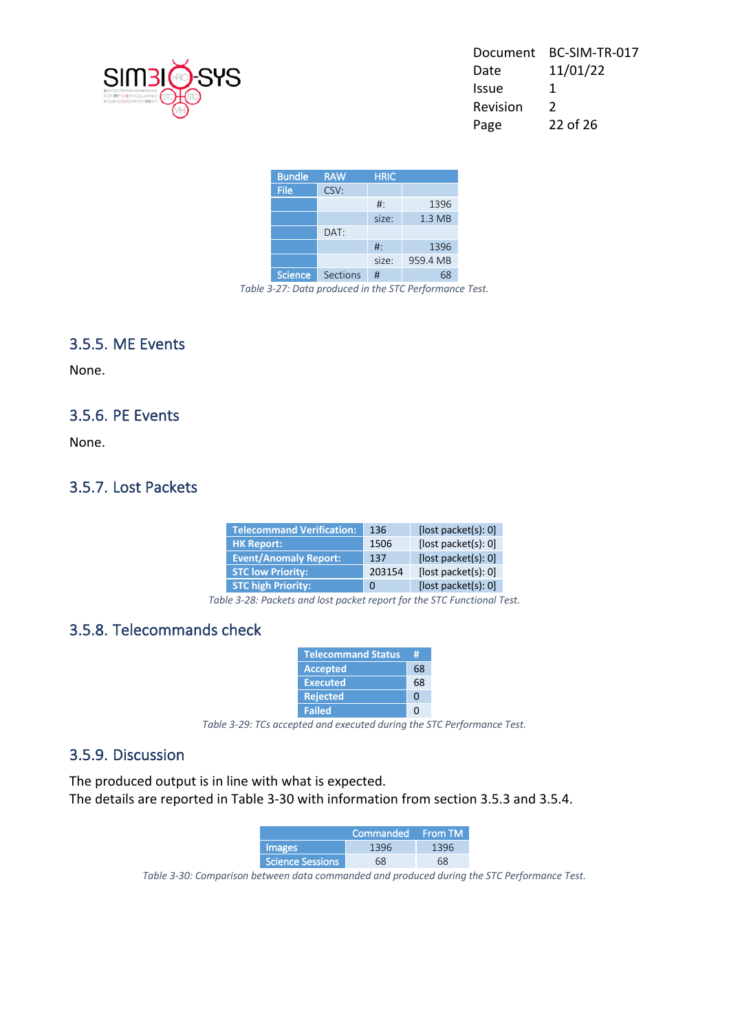| Bundle | RAW | HRIC | |
|---|---|---|---|
| File | CSV: | | |
| | | #: | 1396 |
| | | size: | 1.3 MB |
| | DAT: | | |
| | | #: | 1396 |
| | | size: | 959.4 MB |
| Science | Sections | # | 68 |

*Table 3-27: Data produced in the STC Performance Test.*

### 3.5.5. ME Events

None.

### 3.5.6. PE Events

None.

### 3.5.7. Lost Packets

| | | |
|---|---|---|
| **Telecommand Verification:** | 136 | [lost packet(s): 0] |
| **HK Report:** | 1506 | [lost packet(s): 0] |
| **Event/Anomaly Report:** | 137 | [lost packet(s): 0] |
| **STC low Priority:** | 203154 | [lost packet(s): 0] |
| **STC high Priority:** | 0 | [lost packet(s): 0] |

*Table 3-28: Packets and lost packet report for the STC Functional Test.*

### 3.5.8. Telecommands check

| Telecommand Status | # |
|---|---|
| **Accepted** | 68 |
| **Executed** | 68 |
| **Rejected** | 0 |
| **Failed** | 0 |

*Table 3-29: TCs accepted and executed during the STC Performance Test.*

### 3.5.9. Discussion

The produced output is in line with what is expected.
The details are reported in Table 3-30 with information from section 3.5.3 and 3.5.4.

| | Commanded | From TM |
|---|---|---|
| Images | 1396 | 1396 |
| Science Sessions | 68 | 68 |

*Table 3-30: Comparison between data commanded and produced during the STC Performance Test.*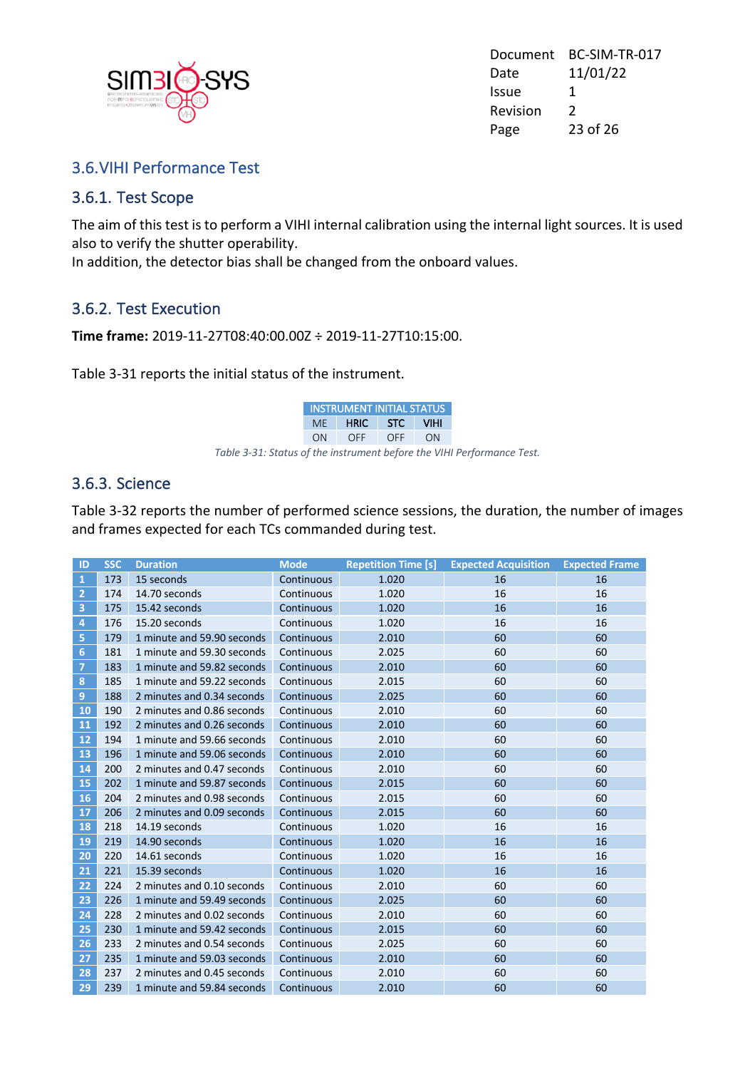## 3.6. VIHI Performance Test

### 3.6.1. Test Scope

The aim of this test is to perform a VIHI internal calibration using the internal light sources. It is used also to verify the shutter operability.
In addition, the detector bias shall be changed from the onboard values.

### 3.6.2. Test Execution

**Time frame:** 2019-11-27T08:40:00.00Z ÷ 2019-11-27T10:15:00.

Table 3-31 reports the initial status of the instrument.

| INSTRUMENT INITIAL STATUS | | | |
|---|---|---|---|
| ME | HRIC | STC | VIHI |
| ON | OFF | OFF | ON |

*Table 3-31: Status of the instrument before the VIHI Performance Test.*

### 3.6.3. Science

Table 3-32 reports the number of performed science sessions, the duration, the number of images and frames expected for each TCs commanded during test.

| ID | SSC | Duration | Mode | Repetition Time [s] | Expected Acquisition | Expected Frame |
|---|---|---|---|---|---|---|
| 1 | 173 | 15 seconds | Continuous | 1.020 | 16 | 16 |
| 2 | 174 | 14.70 seconds | Continuous | 1.020 | 16 | 16 |
| 3 | 175 | 15.42 seconds | Continuous | 1.020 | 16 | 16 |
| 4 | 176 | 15.20 seconds | Continuous | 1.020 | 16 | 16 |
| 5 | 179 | 1 minute and 59.90 seconds | Continuous | 2.010 | 60 | 60 |
| 6 | 181 | 1 minute and 59.30 seconds | Continuous | 2.025 | 60 | 60 |
| 7 | 183 | 1 minute and 59.82 seconds | Continuous | 2.010 | 60 | 60 |
| 8 | 185 | 1 minute and 59.22 seconds | Continuous | 2.015 | 60 | 60 |
| 9 | 188 | 2 minutes and 0.34 seconds | Continuous | 2.025 | 60 | 60 |
| 10 | 190 | 2 minutes and 0.86 seconds | Continuous | 2.010 | 60 | 60 |
| 11 | 192 | 2 minutes and 0.26 seconds | Continuous | 2.010 | 60 | 60 |
| 12 | 194 | 1 minute and 59.66 seconds | Continuous | 2.010 | 60 | 60 |
| 13 | 196 | 1 minute and 59.06 seconds | Continuous | 2.010 | 60 | 60 |
| 14 | 200 | 2 minutes and 0.47 seconds | Continuous | 2.010 | 60 | 60 |
| 15 | 202 | 1 minute and 59.87 seconds | Continuous | 2.015 | 60 | 60 |
| 16 | 204 | 2 minutes and 0.98 seconds | Continuous | 2.015 | 60 | 60 |
| 17 | 206 | 2 minutes and 0.09 seconds | Continuous | 2.015 | 60 | 60 |
| 18 | 218 | 14.19 seconds | Continuous | 1.020 | 16 | 16 |
| 19 | 219 | 14.90 seconds | Continuous | 1.020 | 16 | 16 |
| 20 | 220 | 14.61 seconds | Continuous | 1.020 | 16 | 16 |
| 21 | 221 | 15.39 seconds | Continuous | 1.020 | 16 | 16 |
| 22 | 224 | 2 minutes and 0.10 seconds | Continuous | 2.010 | 60 | 60 |
| 23 | 226 | 1 minute and 59.49 seconds | Continuous | 2.025 | 60 | 60 |
| 24 | 228 | 2 minutes and 0.02 seconds | Continuous | 2.010 | 60 | 60 |
| 25 | 230 | 1 minute and 59.42 seconds | Continuous | 2.015 | 60 | 60 |
| 26 | 233 | 2 minutes and 0.54 seconds | Continuous | 2.025 | 60 | 60 |
| 27 | 235 | 1 minute and 59.03 seconds | Continuous | 2.010 | 60 | 60 |
| 28 | 237 | 2 minutes and 0.45 seconds | Continuous | 2.010 | 60 | 60 |
| 29 | 239 | 1 minute and 59.84 seconds | Continuous | 2.010 | 60 | 60 |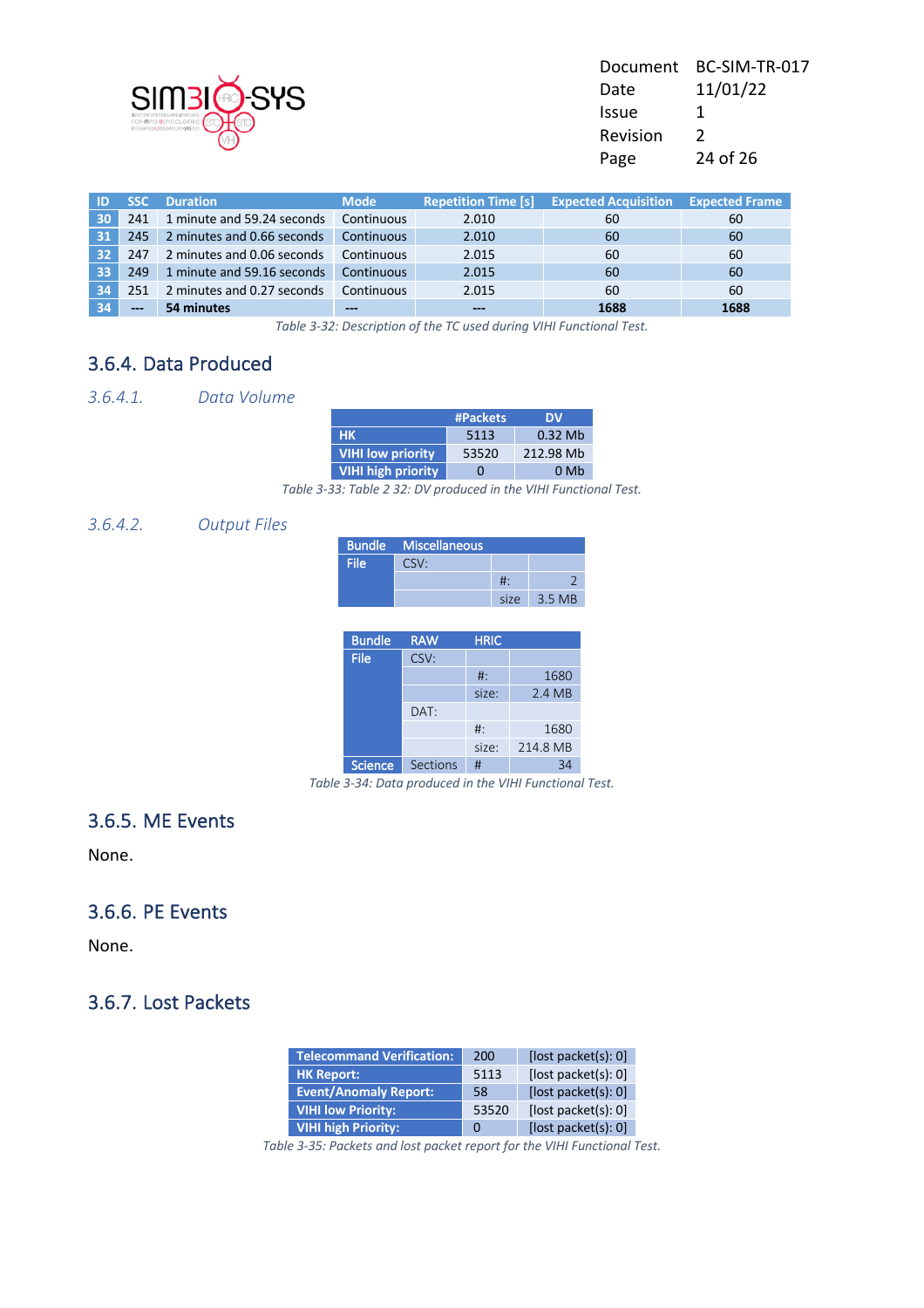| ID | SSC | Duration | Mode | Repetition Time [s] | Expected Acquisition | Expected Frame |
|---|---|---|---|---|---|---|
| 30 | 241 | 1 minute and 59.24 seconds | Continuous | 2.010 | 60 | 60 |
| 31 | 245 | 2 minutes and 0.66 seconds | Continuous | 2.010 | 60 | 60 |
| 32 | 247 | 2 minutes and 0.06 seconds | Continuous | 2.015 | 60 | 60 |
| 33 | 249 | 1 minute and 59.16 seconds | Continuous | 2.015 | 60 | 60 |
| 34 | 251 | 2 minutes and 0.27 seconds | Continuous | 2.015 | 60 | 60 |
| 34 | --- | **54 minutes** | --- | --- | **1688** | **1688** |

*Table 3-32: Description of the TC used during VIHI Functional Test.*

## 3.6.4. Data Produced

### 3.6.4.1. Data Volume

| | #Packets | DV |
|---|---|---|
| **HK** | 5113 | 0.32 Mb |
| **VIHI low priority** | 53520 | 212.98 Mb |
| **VIHI high priority** | 0 | 0 Mb |

*Table 3-33: Table 2 32: DV produced in the VIHI Functional Test.*

### 3.6.4.2. Output Files

| Bundle | Miscellaneous | | |
|---|---|---|---|
| File | CSV: | | |
| | | #: | 2 |
| | | size | 3.5 MB |

| Bundle | RAW | HRIC | |
|---|---|---|---|
| File | CSV: | | |
| | | #: | 1680 |
| | | size: | 2.4 MB |
| | DAT: | | |
| | | #: | 1680 |
| | | size: | 214.8 MB |
| Science | Sections | # | 34 |

*Table 3-34: Data produced in the VIHI Functional Test.*

## 3.6.5. ME Events

None.

## 3.6.6. PE Events

None.

## 3.6.7. Lost Packets

| | | |
|---|---|---|
| **Telecommand Verification:** | 200 | [lost packet(s): 0] |
| **HK Report:** | 5113 | [lost packet(s): 0] |
| **Event/Anomaly Report:** | 58 | [lost packet(s): 0] |
| **VIHI low Priority:** | 53520 | [lost packet(s): 0] |
| **VIHI high Priority:** | 0 | [lost packet(s): 0] |

*Table 3-35: Packets and lost packet report for the VIHI Functional Test.*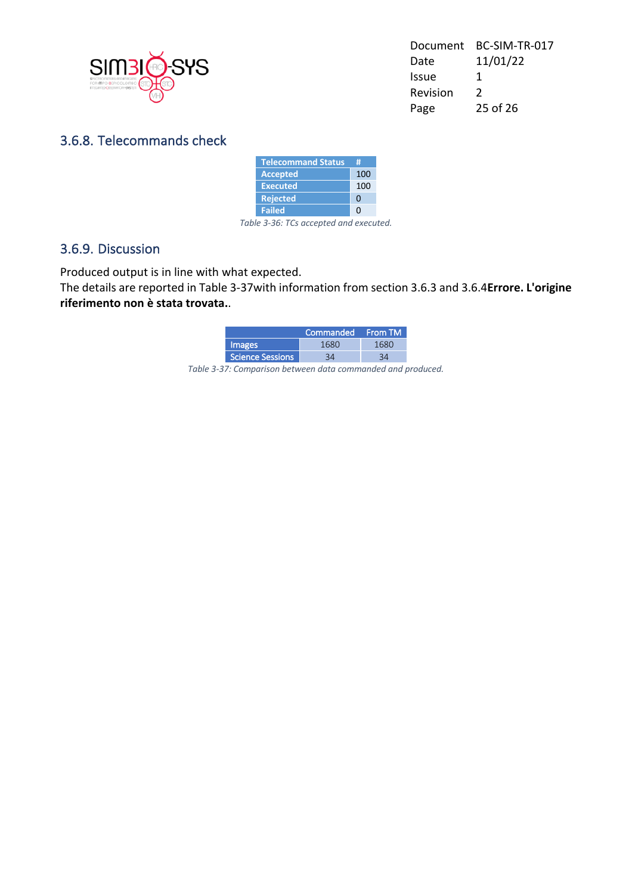### 3.6.8. Telecommands check

| Telecommand Status | # |
|---|---|
| Accepted | 100 |
| Executed | 100 |
| Rejected | 0 |
| Failed | 0 |

*Table 3-36: TCs accepted and executed.*

### 3.6.9. Discussion

Produced output is in line with what expected.
The details are reported in Table 3-37with information from section 3.6.3 and 3.6.4**Errore. L'origine riferimento non è stata trovata.**.

| | Commanded | From TM |
|---|---|---|
| Images | 1680 | 1680 |
| Science Sessions | 34 | 34 |

*Table 3-37: Comparison between data commanded and produced.*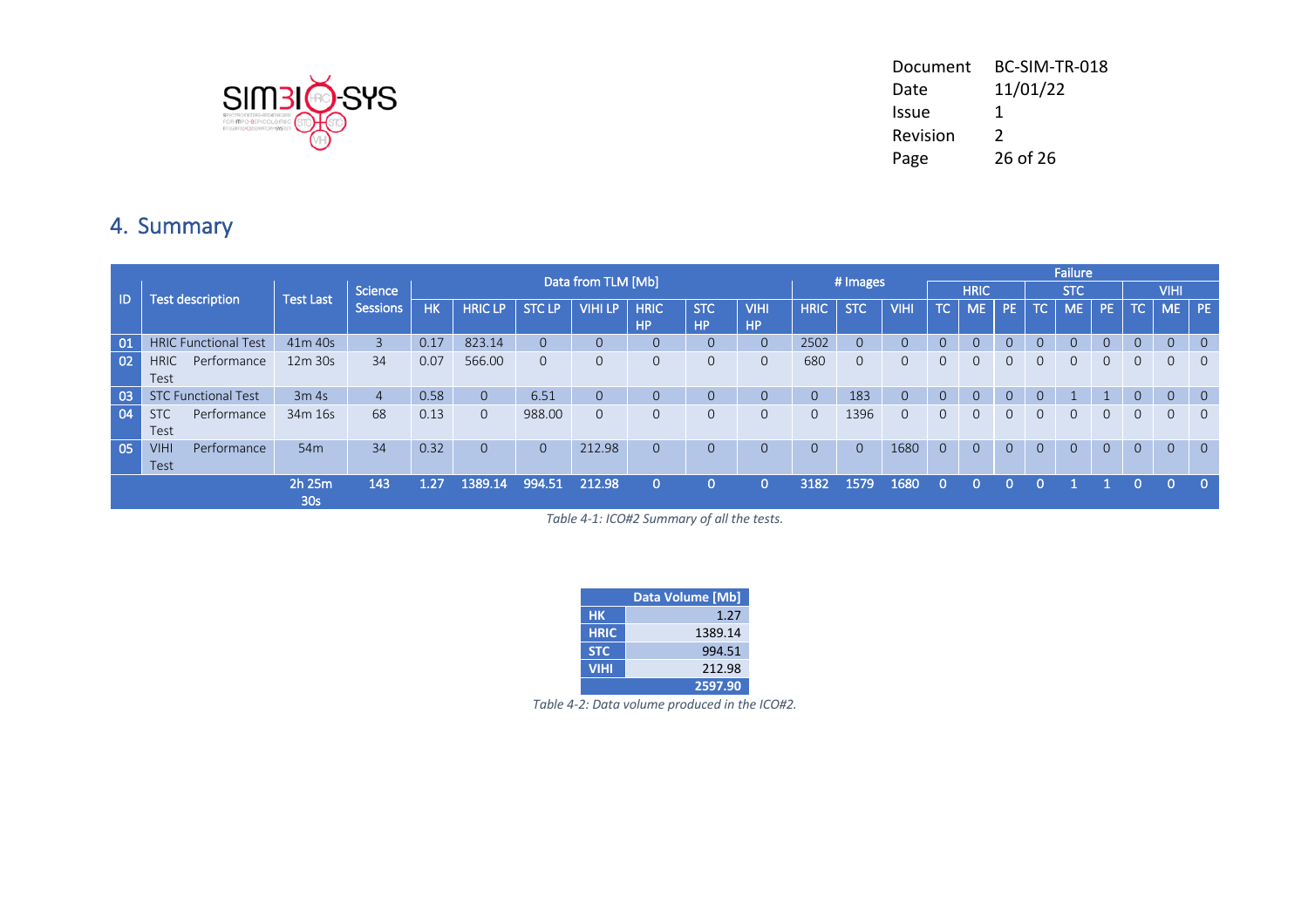## 4. Summary

| ID | Test description | Test Last | Science Sessions | Data from TLM [Mb] | | | | | | | | # Images | | | Failure | | | | | | | | |
|---|---|---|---|---|---|---|---|---|---|---|---|---|---|---|---|---|---|---|---|---|---|---|---|
| | | | | | | | | | | | | | | | HRIC | | | STC | | | VIHI | | |
| | | | | HK | HRIC LP | STC LP | VIHI LP | HRIC HP | STC HP | VIHI HP | HRIC | STC | VIHI | TC | ME | PE | TC | ME | PE | TC | ME | PE |
| 01 | HRIC Functional Test | 41m 40s | 3 | 0.17 | 823.14 | 0 | 0 | 0 | 0 | 0 | 2502 | 0 | 0 | 0 | 0 | 0 | 0 | 0 | 0 | 0 | 0 | 0 |
| 02 | HRIC Performance Test | 12m 30s | 34 | 0.07 | 566.00 | 0 | 0 | 0 | 0 | 0 | 680 | 0 | 0 | 0 | 0 | 0 | 0 | 0 | 0 | 0 | 0 | 0 |
| 03 | STC Functional Test | 3m 4s | 4 | 0.58 | 0 | 6.51 | 0 | 0 | 0 | 0 | 0 | 183 | 0 | 0 | 0 | 0 | 0 | 1 | 1 | 0 | 0 | 0 |
| 04 | STC Performance Test | 34m 16s | 68 | 0.13 | 0 | 988.00 | 0 | 0 | 0 | 0 | 0 | 1396 | 0 | 0 | 0 | 0 | 0 | 0 | 0 | 0 | 0 | 0 |
| 05 | VIHI Performance Test | 54m | 34 | 0.32 | 0 | 0 | 212.98 | 0 | 0 | 0 | 0 | 0 | 1680 | 0 | 0 | 0 | 0 | 0 | 0 | 0 | 0 | 0 |
| | | **2h 25m 30s** | **143** | **1.27** | **1389.14** | **994.51** | **212.98** | **0** | **0** | **0** | **3182** | **1579** | **1680** | **0** | **0** | **0** | **0** | **1** | **1** | **0** | **0** | **0** |

*Table 4-1: ICO#2 Summary of all the tests.*

| | Data Volume [Mb] |
|---|---|
| **HK** | 1.27 |
| **HRIC** | 1389.14 |
| **STC** | 994.51 |
| **VIHI** | 212.98 |
| | **2597.90** |

*Table 4-2: Data volume produced in the ICO#2.*